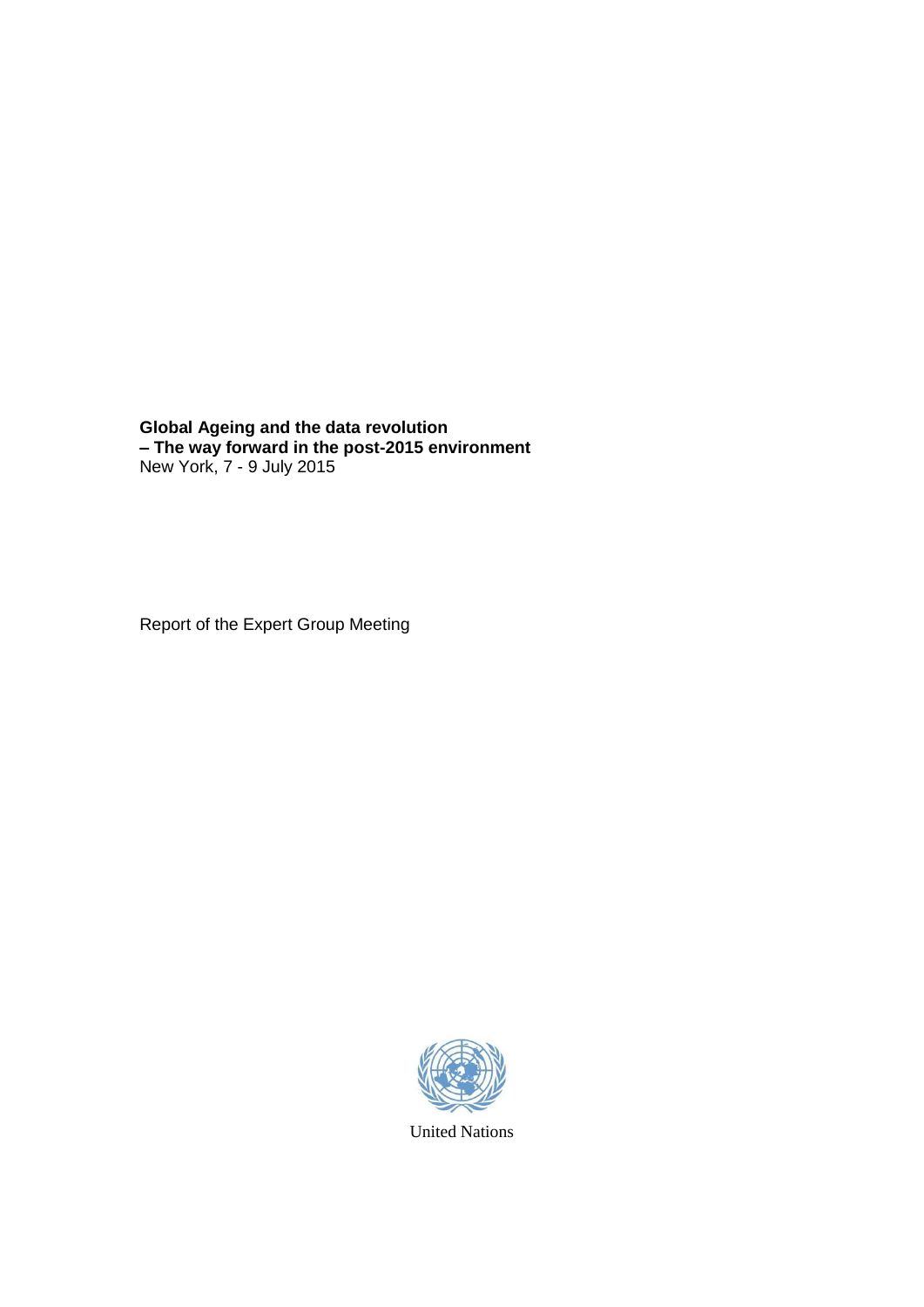**Global Ageing and the data revolution**
**– The way forward in the post-2015 environment**
New York, 7 - 9 July 2015

Report of the Expert Group Meeting

United Nations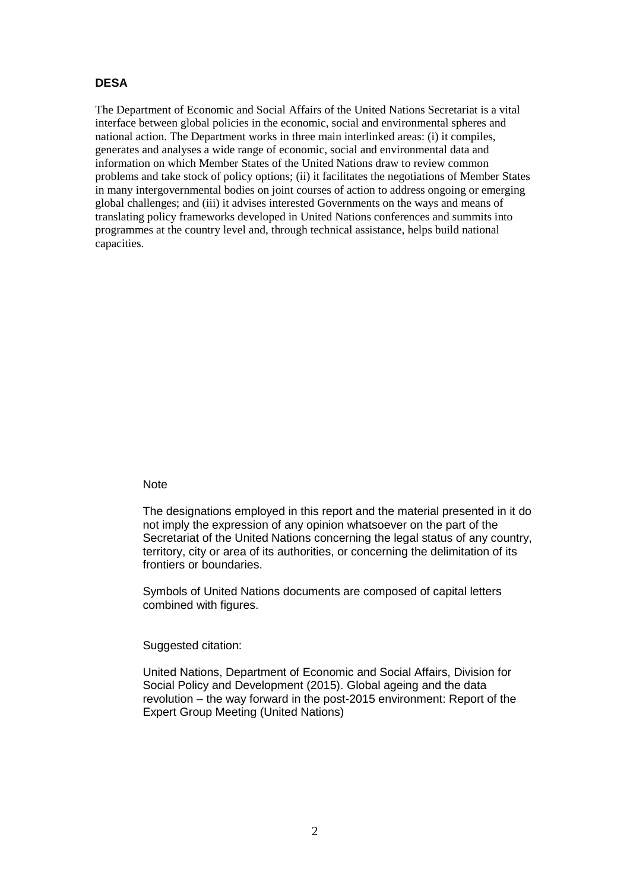**DESA**

The Department of Economic and Social Affairs of the United Nations Secretariat is a vital interface between global policies in the economic, social and environmental spheres and national action. The Department works in three main interlinked areas: (i) it compiles, generates and analyses a wide range of economic, social and environmental data and information on which Member States of the United Nations draw to review common problems and take stock of policy options; (ii) it facilitates the negotiations of Member States in many intergovernmental bodies on joint courses of action to address ongoing or emerging global challenges; and (iii) it advises interested Governments on the ways and means of translating policy frameworks developed in United Nations conferences and summits into programmes at the country level and, through technical assistance, helps build national capacities.

Note

The designations employed in this report and the material presented in it do not imply the expression of any opinion whatsoever on the part of the Secretariat of the United Nations concerning the legal status of any country, territory, city or area of its authorities, or concerning the delimitation of its frontiers or boundaries.

Symbols of United Nations documents are composed of capital letters combined with figures.

Suggested citation:

United Nations, Department of Economic and Social Affairs, Division for Social Policy and Development (2015). Global ageing and the data revolution – the way forward in the post-2015 environment: Report of the Expert Group Meeting (United Nations)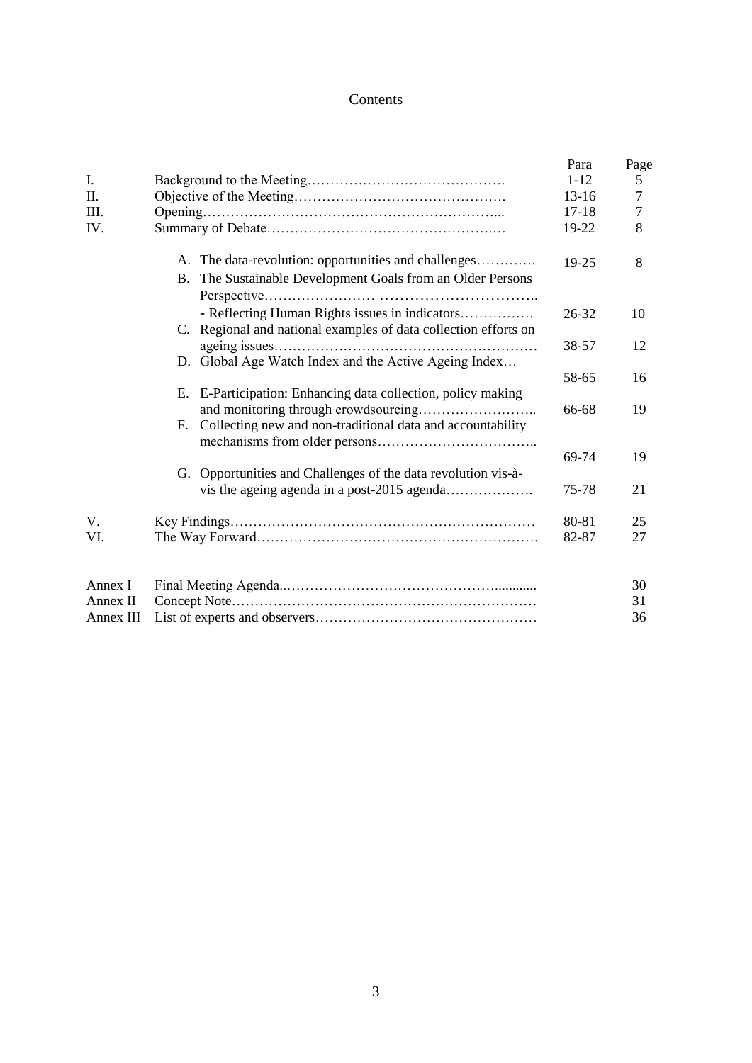# Contents

| | | Para | Page |
|---|---|---|---|
| I. | Background to the Meeting | 1-12 | 5 |
| II. | Objective of the Meeting | 13-16 | 7 |
| III. | Opening | 17-18 | 7 |
| IV. | Summary of Debate | 19-22 | 8 |
| | A. The data-revolution: opportunities and challenges | 19-25 | 8 |
| | B. The Sustainable Development Goals from an Older Persons Perspective | | |
| | - Reflecting Human Rights issues in indicators | 26-32 | 10 |
| | C. Regional and national examples of data collection efforts on ageing issues | 38-57 | 12 |
| | D. Global Age Watch Index and the Active Ageing Index | 58-65 | 16 |
| | E. E-Participation: Enhancing data collection, policy making and monitoring through crowdsourcing | 66-68 | 19 |
| | F. Collecting new and non-traditional data and accountability mechanisms from older persons | 69-74 | 19 |
| | G. Opportunities and Challenges of the data revolution vis-à-vis the ageing agenda in a post-2015 agenda | 75-78 | 21 |
| V. | Key Findings | 80-81 | 25 |
| VI. | The Way Forward | 82-87 | 27 |
| Annex I | Final Meeting Agenda | | 30 |
| Annex II | Concept Note | | 31 |
| Annex III | List of experts and observers | | 36 |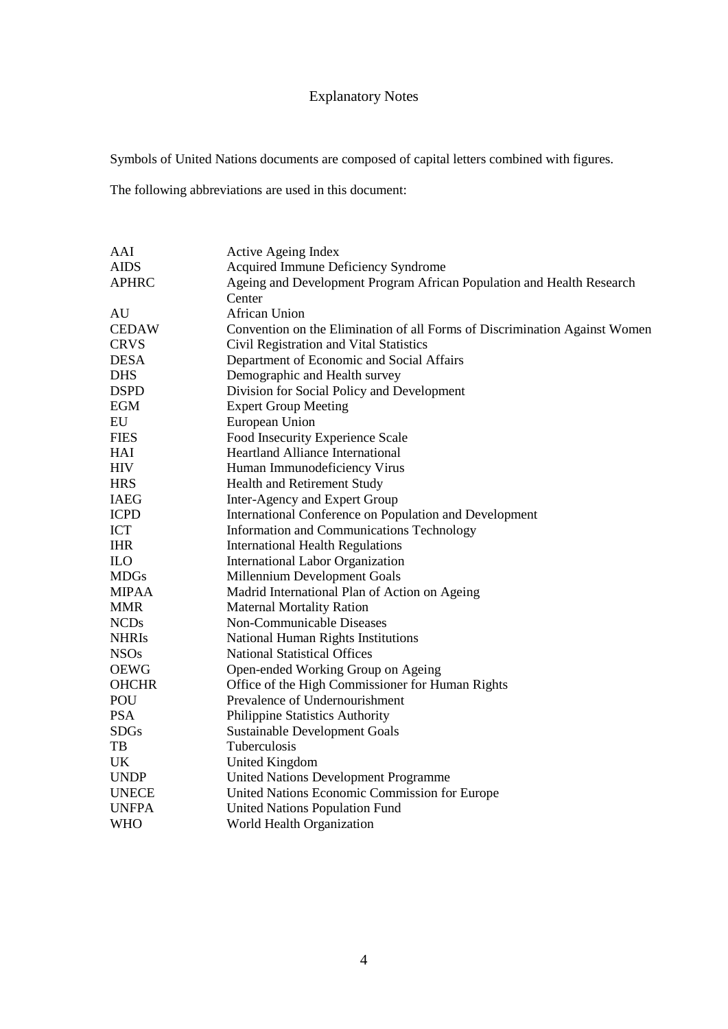# Explanatory Notes

Symbols of United Nations documents are composed of capital letters combined with figures.

The following abbreviations are used in this document:

| | |
|---|---|
| AAI | Active Ageing Index |
| AIDS | Acquired Immune Deficiency Syndrome |
| APHRC | Ageing and Development Program African Population and Health Research Center |
| AU | African Union |
| CEDAW | Convention on the Elimination of all Forms of Discrimination Against Women |
| CRVS | Civil Registration and Vital Statistics |
| DESA | Department of Economic and Social Affairs |
| DHS | Demographic and Health survey |
| DSPD | Division for Social Policy and Development |
| EGM | Expert Group Meeting |
| EU | European Union |
| FIES | Food Insecurity Experience Scale |
| HAI | Heartland Alliance International |
| HIV | Human Immunodeficiency Virus |
| HRS | Health and Retirement Study |
| IAEG | Inter-Agency and Expert Group |
| ICPD | International Conference on Population and Development |
| ICT | Information and Communications Technology |
| IHR | International Health Regulations |
| ILO | International Labor Organization |
| MDGs | Millennium Development Goals |
| MIPAA | Madrid International Plan of Action on Ageing |
| MMR | Maternal Mortality Ration |
| NCDs | Non-Communicable Diseases |
| NHRIs | National Human Rights Institutions |
| NSOs | National Statistical Offices |
| OEWG | Open-ended Working Group on Ageing |
| OHCHR | Office of the High Commissioner for Human Rights |
| POU | Prevalence of Undernourishment |
| PSA | Philippine Statistics Authority |
| SDGs | Sustainable Development Goals |
| TB | Tuberculosis |
| UK | United Kingdom |
| UNDP | United Nations Development Programme |
| UNECE | United Nations Economic Commission for Europe |
| UNFPA | United Nations Population Fund |
| WHO | World Health Organization |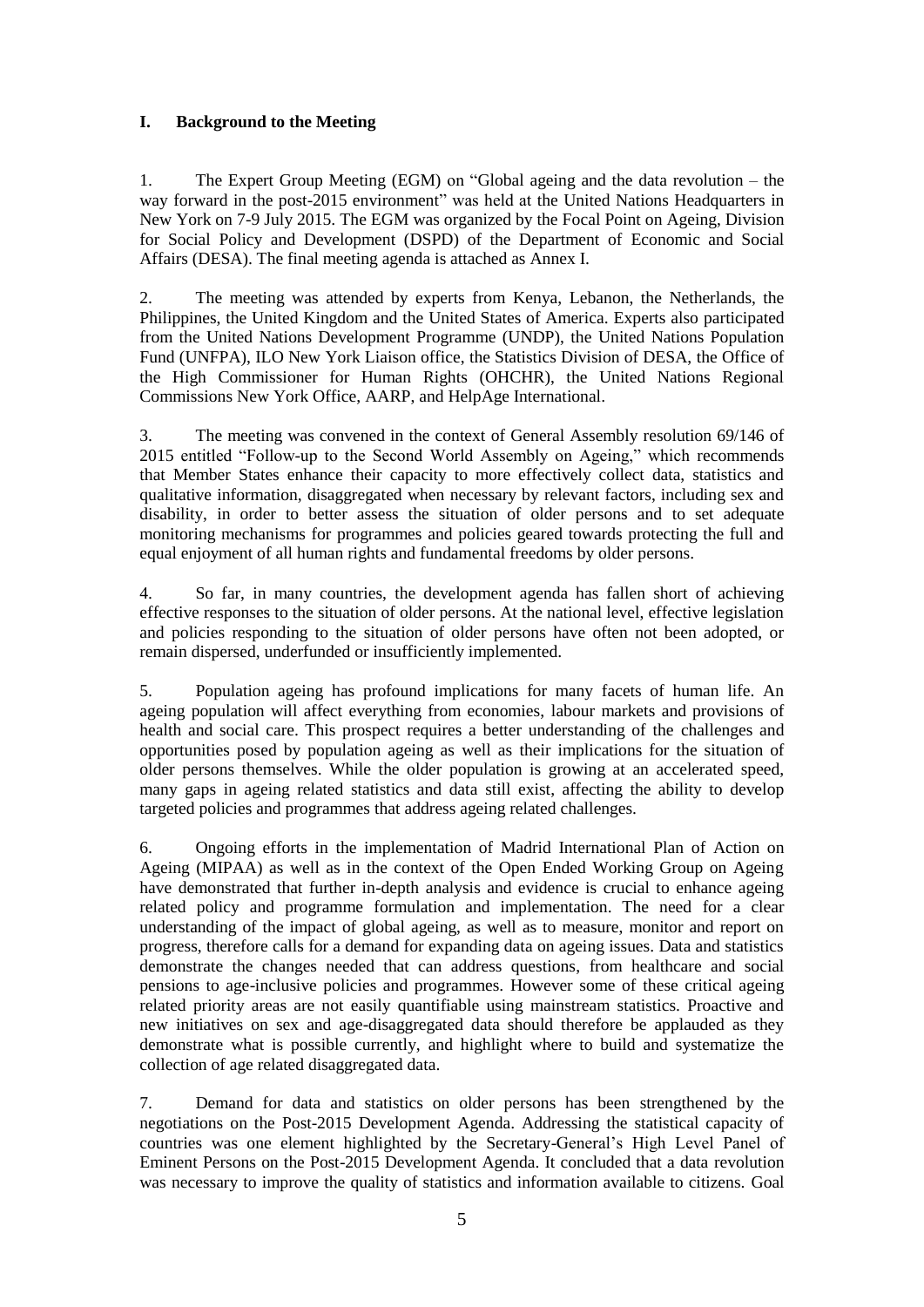## I. Background to the Meeting

1. The Expert Group Meeting (EGM) on "Global ageing and the data revolution – the way forward in the post-2015 environment" was held at the United Nations Headquarters in New York on 7-9 July 2015. The EGM was organized by the Focal Point on Ageing, Division for Social Policy and Development (DSPD) of the Department of Economic and Social Affairs (DESA). The final meeting agenda is attached as Annex I.

2. The meeting was attended by experts from Kenya, Lebanon, the Netherlands, the Philippines, the United Kingdom and the United States of America. Experts also participated from the United Nations Development Programme (UNDP), the United Nations Population Fund (UNFPA), ILO New York Liaison office, the Statistics Division of DESA, the Office of the High Commissioner for Human Rights (OHCHR), the United Nations Regional Commissions New York Office, AARP, and HelpAge International.

3. The meeting was convened in the context of General Assembly resolution 69/146 of 2015 entitled "Follow-up to the Second World Assembly on Ageing," which recommends that Member States enhance their capacity to more effectively collect data, statistics and qualitative information, disaggregated when necessary by relevant factors, including sex and disability, in order to better assess the situation of older persons and to set adequate monitoring mechanisms for programmes and policies geared towards protecting the full and equal enjoyment of all human rights and fundamental freedoms by older persons.

4. So far, in many countries, the development agenda has fallen short of achieving effective responses to the situation of older persons. At the national level, effective legislation and policies responding to the situation of older persons have often not been adopted, or remain dispersed, underfunded or insufficiently implemented.

5. Population ageing has profound implications for many facets of human life. An ageing population will affect everything from economies, labour markets and provisions of health and social care. This prospect requires a better understanding of the challenges and opportunities posed by population ageing as well as their implications for the situation of older persons themselves. While the older population is growing at an accelerated speed, many gaps in ageing related statistics and data still exist, affecting the ability to develop targeted policies and programmes that address ageing related challenges.

6. Ongoing efforts in the implementation of Madrid International Plan of Action on Ageing (MIPAA) as well as in the context of the Open Ended Working Group on Ageing have demonstrated that further in-depth analysis and evidence is crucial to enhance ageing related policy and programme formulation and implementation. The need for a clear understanding of the impact of global ageing, as well as to measure, monitor and report on progress, therefore calls for a demand for expanding data on ageing issues. Data and statistics demonstrate the changes needed that can address questions, from healthcare and social pensions to age-inclusive policies and programmes. However some of these critical ageing related priority areas are not easily quantifiable using mainstream statistics. Proactive and new initiatives on sex and age-disaggregated data should therefore be applauded as they demonstrate what is possible currently, and highlight where to build and systematize the collection of age related disaggregated data.

7. Demand for data and statistics on older persons has been strengthened by the negotiations on the Post-2015 Development Agenda. Addressing the statistical capacity of countries was one element highlighted by the Secretary-General's High Level Panel of Eminent Persons on the Post-2015 Development Agenda. It concluded that a data revolution was necessary to improve the quality of statistics and information available to citizens. Goal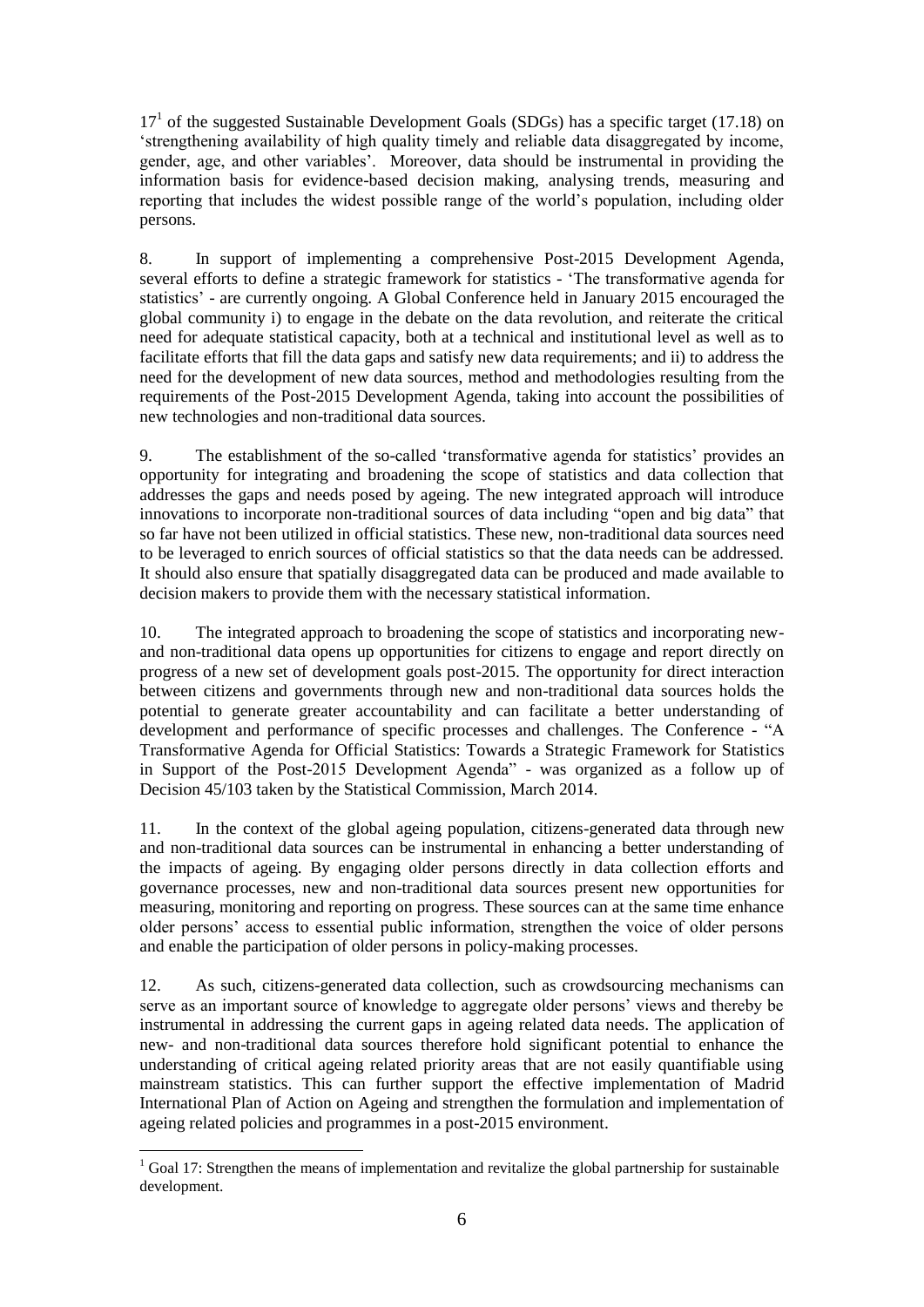17[1] of the suggested Sustainable Development Goals (SDGs) has a specific target (17.18) on 'strengthening availability of high quality timely and reliable data disaggregated by income, gender, age, and other variables'. Moreover, data should be instrumental in providing the information basis for evidence-based decision making, analysing trends, measuring and reporting that includes the widest possible range of the world's population, including older persons.

8. In support of implementing a comprehensive Post-2015 Development Agenda, several efforts to define a strategic framework for statistics - 'The transformative agenda for statistics' - are currently ongoing. A Global Conference held in January 2015 encouraged the global community i) to engage in the debate on the data revolution, and reiterate the critical need for adequate statistical capacity, both at a technical and institutional level as well as to facilitate efforts that fill the data gaps and satisfy new data requirements; and ii) to address the need for the development of new data sources, method and methodologies resulting from the requirements of the Post-2015 Development Agenda, taking into account the possibilities of new technologies and non-traditional data sources.

9. The establishment of the so-called 'transformative agenda for statistics' provides an opportunity for integrating and broadening the scope of statistics and data collection that addresses the gaps and needs posed by ageing. The new integrated approach will introduce innovations to incorporate non-traditional sources of data including "open and big data" that so far have not been utilized in official statistics. These new, non-traditional data sources need to be leveraged to enrich sources of official statistics so that the data needs can be addressed. It should also ensure that spatially disaggregated data can be produced and made available to decision makers to provide them with the necessary statistical information.

10. The integrated approach to broadening the scope of statistics and incorporating new- and non-traditional data opens up opportunities for citizens to engage and report directly on progress of a new set of development goals post-2015. The opportunity for direct interaction between citizens and governments through new and non-traditional data sources holds the potential to generate greater accountability and can facilitate a better understanding of development and performance of specific processes and challenges. The Conference - "A Transformative Agenda for Official Statistics: Towards a Strategic Framework for Statistics in Support of the Post-2015 Development Agenda" - was organized as a follow up of Decision 45/103 taken by the Statistical Commission, March 2014.

11. In the context of the global ageing population, citizens-generated data through new and non-traditional data sources can be instrumental in enhancing a better understanding of the impacts of ageing. By engaging older persons directly in data collection efforts and governance processes, new and non-traditional data sources present new opportunities for measuring, monitoring and reporting on progress. These sources can at the same time enhance older persons' access to essential public information, strengthen the voice of older persons and enable the participation of older persons in policy-making processes.

12. As such, citizens-generated data collection, such as crowdsourcing mechanisms can serve as an important source of knowledge to aggregate older persons' views and thereby be instrumental in addressing the current gaps in ageing related data needs. The application of new- and non-traditional data sources therefore hold significant potential to enhance the understanding of critical ageing related priority areas that are not easily quantifiable using mainstream statistics. This can further support the effective implementation of Madrid International Plan of Action on Ageing and strengthen the formulation and implementation of ageing related policies and programmes in a post-2015 environment.

[1] Goal 17: Strengthen the means of implementation and revitalize the global partnership for sustainable development.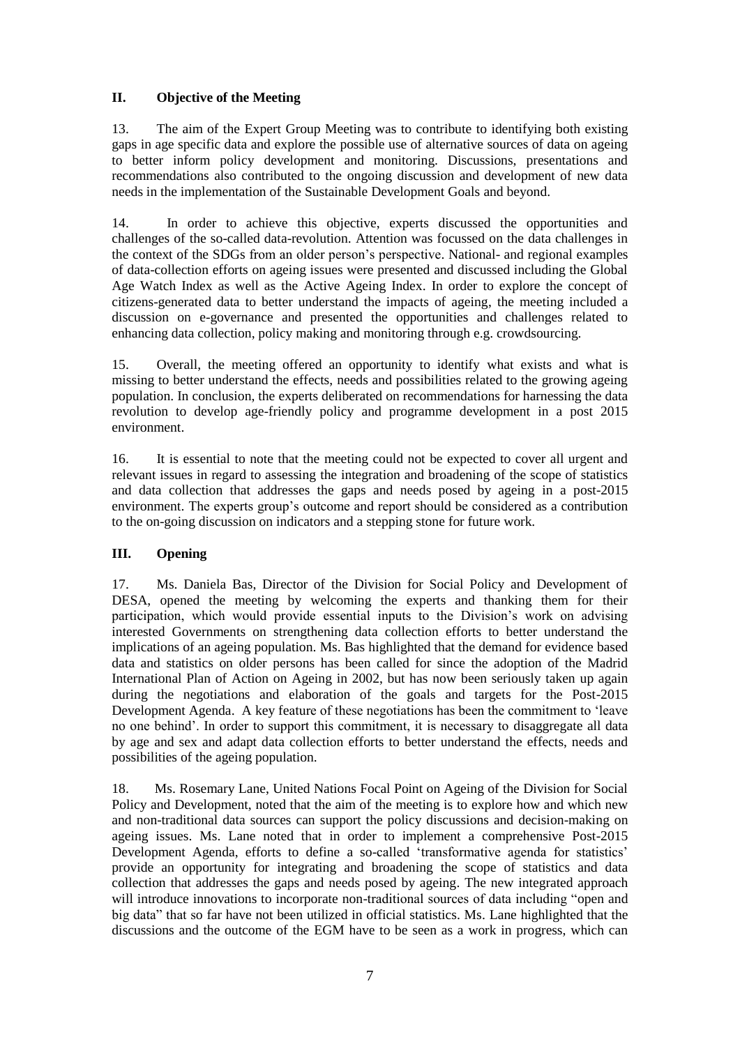## II. Objective of the Meeting

13. The aim of the Expert Group Meeting was to contribute to identifying both existing gaps in age specific data and explore the possible use of alternative sources of data on ageing to better inform policy development and monitoring. Discussions, presentations and recommendations also contributed to the ongoing discussion and development of new data needs in the implementation of the Sustainable Development Goals and beyond.

14. In order to achieve this objective, experts discussed the opportunities and challenges of the so-called data-revolution. Attention was focussed on the data challenges in the context of the SDGs from an older person's perspective. National- and regional examples of data-collection efforts on ageing issues were presented and discussed including the Global Age Watch Index as well as the Active Ageing Index. In order to explore the concept of citizens-generated data to better understand the impacts of ageing, the meeting included a discussion on e-governance and presented the opportunities and challenges related to enhancing data collection, policy making and monitoring through e.g. crowdsourcing.

15. Overall, the meeting offered an opportunity to identify what exists and what is missing to better understand the effects, needs and possibilities related to the growing ageing population. In conclusion, the experts deliberated on recommendations for harnessing the data revolution to develop age-friendly policy and programme development in a post 2015 environment.

16. It is essential to note that the meeting could not be expected to cover all urgent and relevant issues in regard to assessing the integration and broadening of the scope of statistics and data collection that addresses the gaps and needs posed by ageing in a post-2015 environment. The experts group's outcome and report should be considered as a contribution to the on-going discussion on indicators and a stepping stone for future work.

## III. Opening

17. Ms. Daniela Bas, Director of the Division for Social Policy and Development of DESA, opened the meeting by welcoming the experts and thanking them for their participation, which would provide essential inputs to the Division's work on advising interested Governments on strengthening data collection efforts to better understand the implications of an ageing population. Ms. Bas highlighted that the demand for evidence based data and statistics on older persons has been called for since the adoption of the Madrid International Plan of Action on Ageing in 2002, but has now been seriously taken up again during the negotiations and elaboration of the goals and targets for the Post-2015 Development Agenda. A key feature of these negotiations has been the commitment to 'leave no one behind'. In order to support this commitment, it is necessary to disaggregate all data by age and sex and adapt data collection efforts to better understand the effects, needs and possibilities of the ageing population.

18. Ms. Rosemary Lane, United Nations Focal Point on Ageing of the Division for Social Policy and Development, noted that the aim of the meeting is to explore how and which new and non-traditional data sources can support the policy discussions and decision-making on ageing issues. Ms. Lane noted that in order to implement a comprehensive Post-2015 Development Agenda, efforts to define a so-called 'transformative agenda for statistics' provide an opportunity for integrating and broadening the scope of statistics and data collection that addresses the gaps and needs posed by ageing. The new integrated approach will introduce innovations to incorporate non-traditional sources of data including "open and big data" that so far have not been utilized in official statistics. Ms. Lane highlighted that the discussions and the outcome of the EGM have to be seen as a work in progress, which can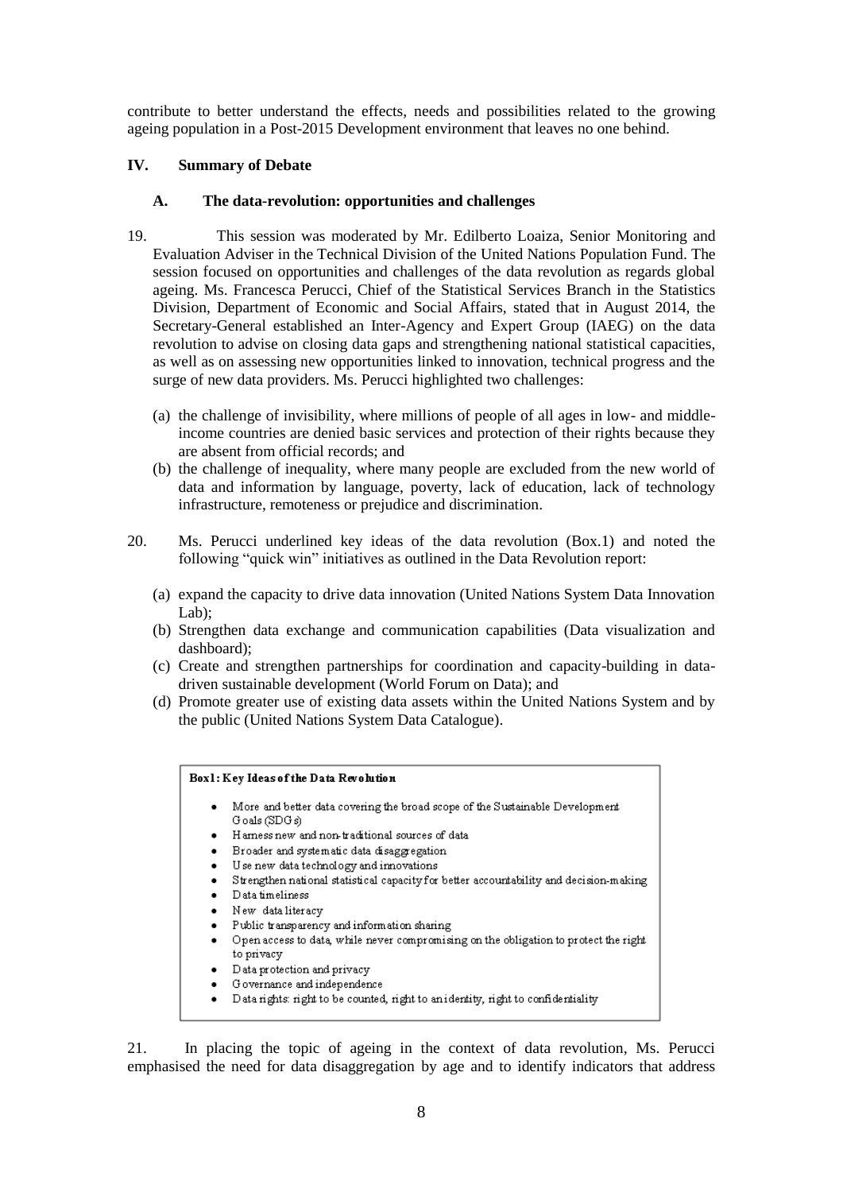contribute to better understand the effects, needs and possibilities related to the growing ageing population in a Post-2015 Development environment that leaves no one behind.

## IV. Summary of Debate

### A. The data-revolution: opportunities and challenges

19. This session was moderated by Mr. Edilberto Loaiza, Senior Monitoring and Evaluation Adviser in the Technical Division of the United Nations Population Fund. The session focused on opportunities and challenges of the data revolution as regards global ageing. Ms. Francesca Perucci, Chief of the Statistical Services Branch in the Statistics Division, Department of Economic and Social Affairs, stated that in August 2014, the Secretary-General established an Inter-Agency and Expert Group (IAEG) on the data revolution to advise on closing data gaps and strengthening national statistical capacities, as well as on assessing new opportunities linked to innovation, technical progress and the surge of new data providers. Ms. Perucci highlighted two challenges:

   (a) the challenge of invisibility, where millions of people of all ages in low- and middle-income countries are denied basic services and protection of their rights because they are absent from official records; and
   (b) the challenge of inequality, where many people are excluded from the new world of data and information by language, poverty, lack of education, lack of technology infrastructure, remoteness or prejudice and discrimination.

20. Ms. Perucci underlined key ideas of the data revolution (Box.1) and noted the following "quick win" initiatives as outlined in the Data Revolution report:

   (a) expand the capacity to drive data innovation (United Nations System Data Innovation Lab);
   (b) Strengthen data exchange and communication capabilities (Data visualization and dashboard);
   (c) Create and strengthen partnerships for coordination and capacity-building in data-driven sustainable development (World Forum on Data); and
   (d) Promote greater use of existing data assets within the United Nations System and by the public (United Nations System Data Catalogue).

**Box1: Key Ideas of the Data Revolution**

- More and better data covering the broad scope of the Sustainable Development Goals (SDGs)
- Harness new and non-traditional sources of data
- Broader and systematic data disaggregation
- Use new data technology and innovations
- Strengthen national statistical capacity for better accountability and decision-making
- Data timeliness
- New data literacy
- Public transparency and information sharing
- Open access to data, while never compromising on the obligation to protect the right to privacy
- Data protection and privacy
- Governance and independence
- Data rights: right to be counted, right to an identity, right to confidentiality

21. In placing the topic of ageing in the context of data revolution, Ms. Perucci emphasised the need for data disaggregation by age and to identify indicators that address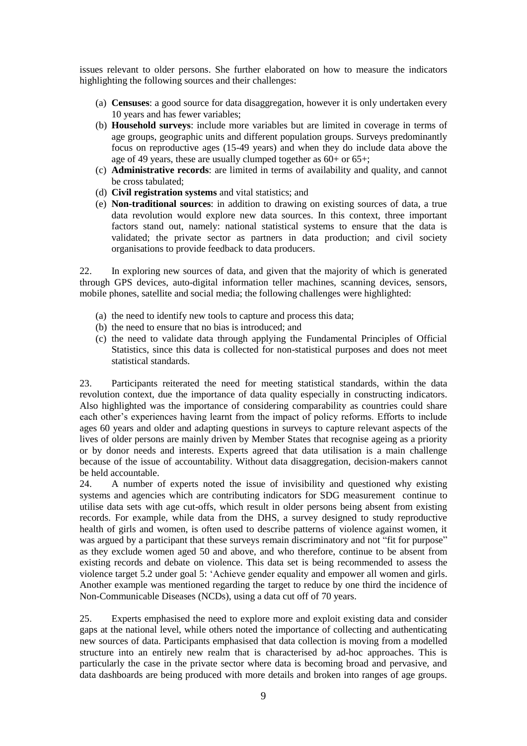issues relevant to older persons. She further elaborated on how to measure the indicators highlighting the following sources and their challenges:

(a) **Censuses**: a good source for data disaggregation, however it is only undertaken every 10 years and has fewer variables;
(b) **Household surveys**: include more variables but are limited in coverage in terms of age groups, geographic units and different population groups. Surveys predominantly focus on reproductive ages (15-49 years) and when they do include data above the age of 49 years, these are usually clumped together as 60+ or 65+;
(c) **Administrative records**: are limited in terms of availability and quality, and cannot be cross tabulated;
(d) **Civil registration systems** and vital statistics; and
(e) **Non-traditional sources**: in addition to drawing on existing sources of data, a true data revolution would explore new data sources. In this context, three important factors stand out, namely: national statistical systems to ensure that the data is validated; the private sector as partners in data production; and civil society organisations to provide feedback to data producers.

22. In exploring new sources of data, and given that the majority of which is generated through GPS devices, auto-digital information teller machines, scanning devices, sensors, mobile phones, satellite and social media; the following challenges were highlighted:

(a) the need to identify new tools to capture and process this data;
(b) the need to ensure that no bias is introduced; and
(c) the need to validate data through applying the Fundamental Principles of Official Statistics, since this data is collected for non-statistical purposes and does not meet statistical standards.

23. Participants reiterated the need for meeting statistical standards, within the data revolution context, due the importance of data quality especially in constructing indicators. Also highlighted was the importance of considering comparability as countries could share each other's experiences having learnt from the impact of policy reforms. Efforts to include ages 60 years and older and adapting questions in surveys to capture relevant aspects of the lives of older persons are mainly driven by Member States that recognise ageing as a priority or by donor needs and interests. Experts agreed that data utilisation is a main challenge because of the issue of accountability. Without data disaggregation, decision-makers cannot be held accountable.

24. A number of experts noted the issue of invisibility and questioned why existing systems and agencies which are contributing indicators for SDG measurement continue to utilise data sets with age cut-offs, which result in older persons being absent from existing records. For example, while data from the DHS, a survey designed to study reproductive health of girls and women, is often used to describe patterns of violence against women, it was argued by a participant that these surveys remain discriminatory and not "fit for purpose" as they exclude women aged 50 and above, and who therefore, continue to be absent from existing records and debate on violence. This data set is being recommended to assess the violence target 5.2 under goal 5: 'Achieve gender equality and empower all women and girls. Another example was mentioned regarding the target to reduce by one third the incidence of Non-Communicable Diseases (NCDs), using a data cut off of 70 years.

25. Experts emphasised the need to explore more and exploit existing data and consider gaps at the national level, while others noted the importance of collecting and authenticating new sources of data. Participants emphasised that data collection is moving from a modelled structure into an entirely new realm that is characterised by ad-hoc approaches. This is particularly the case in the private sector where data is becoming broad and pervasive, and data dashboards are being produced with more details and broken into ranges of age groups.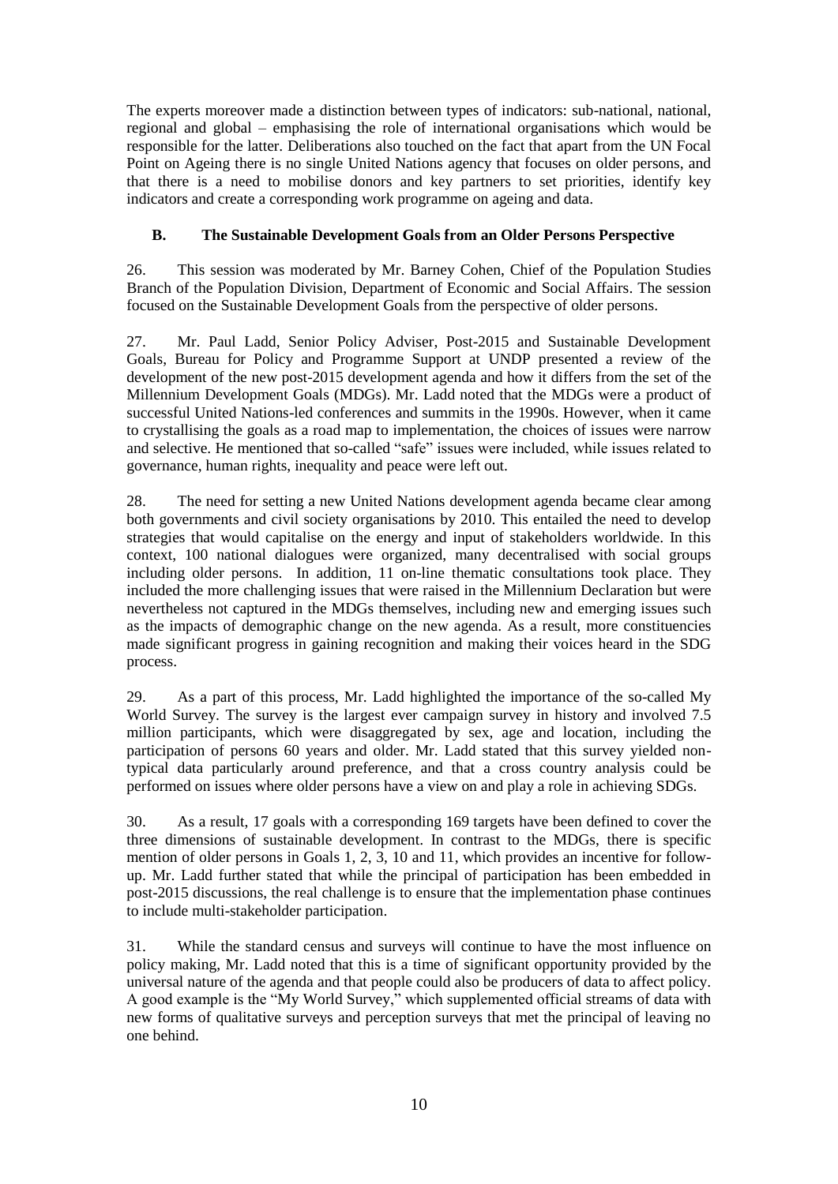The experts moreover made a distinction between types of indicators: sub-national, national, regional and global – emphasising the role of international organisations which would be responsible for the latter. Deliberations also touched on the fact that apart from the UN Focal Point on Ageing there is no single United Nations agency that focuses on older persons, and that there is a need to mobilise donors and key partners to set priorities, identify key indicators and create a corresponding work programme on ageing and data.

### B. The Sustainable Development Goals from an Older Persons Perspective

26. This session was moderated by Mr. Barney Cohen, Chief of the Population Studies Branch of the Population Division, Department of Economic and Social Affairs. The session focused on the Sustainable Development Goals from the perspective of older persons.

27. Mr. Paul Ladd, Senior Policy Adviser, Post-2015 and Sustainable Development Goals, Bureau for Policy and Programme Support at UNDP presented a review of the development of the new post-2015 development agenda and how it differs from the set of the Millennium Development Goals (MDGs). Mr. Ladd noted that the MDGs were a product of successful United Nations-led conferences and summits in the 1990s. However, when it came to crystallising the goals as a road map to implementation, the choices of issues were narrow and selective. He mentioned that so-called "safe" issues were included, while issues related to governance, human rights, inequality and peace were left out.

28. The need for setting a new United Nations development agenda became clear among both governments and civil society organisations by 2010. This entailed the need to develop strategies that would capitalise on the energy and input of stakeholders worldwide. In this context, 100 national dialogues were organized, many decentralised with social groups including older persons. In addition, 11 on-line thematic consultations took place. They included the more challenging issues that were raised in the Millennium Declaration but were nevertheless not captured in the MDGs themselves, including new and emerging issues such as the impacts of demographic change on the new agenda. As a result, more constituencies made significant progress in gaining recognition and making their voices heard in the SDG process.

29. As a part of this process, Mr. Ladd highlighted the importance of the so-called My World Survey. The survey is the largest ever campaign survey in history and involved 7.5 million participants, which were disaggregated by sex, age and location, including the participation of persons 60 years and older. Mr. Ladd stated that this survey yielded non-typical data particularly around preference, and that a cross country analysis could be performed on issues where older persons have a view on and play a role in achieving SDGs.

30. As a result, 17 goals with a corresponding 169 targets have been defined to cover the three dimensions of sustainable development. In contrast to the MDGs, there is specific mention of older persons in Goals 1, 2, 3, 10 and 11, which provides an incentive for follow-up. Mr. Ladd further stated that while the principal of participation has been embedded in post-2015 discussions, the real challenge is to ensure that the implementation phase continues to include multi-stakeholder participation.

31. While the standard census and surveys will continue to have the most influence on policy making, Mr. Ladd noted that this is a time of significant opportunity provided by the universal nature of the agenda and that people could also be producers of data to affect policy. A good example is the "My World Survey," which supplemented official streams of data with new forms of qualitative surveys and perception surveys that met the principal of leaving no one behind.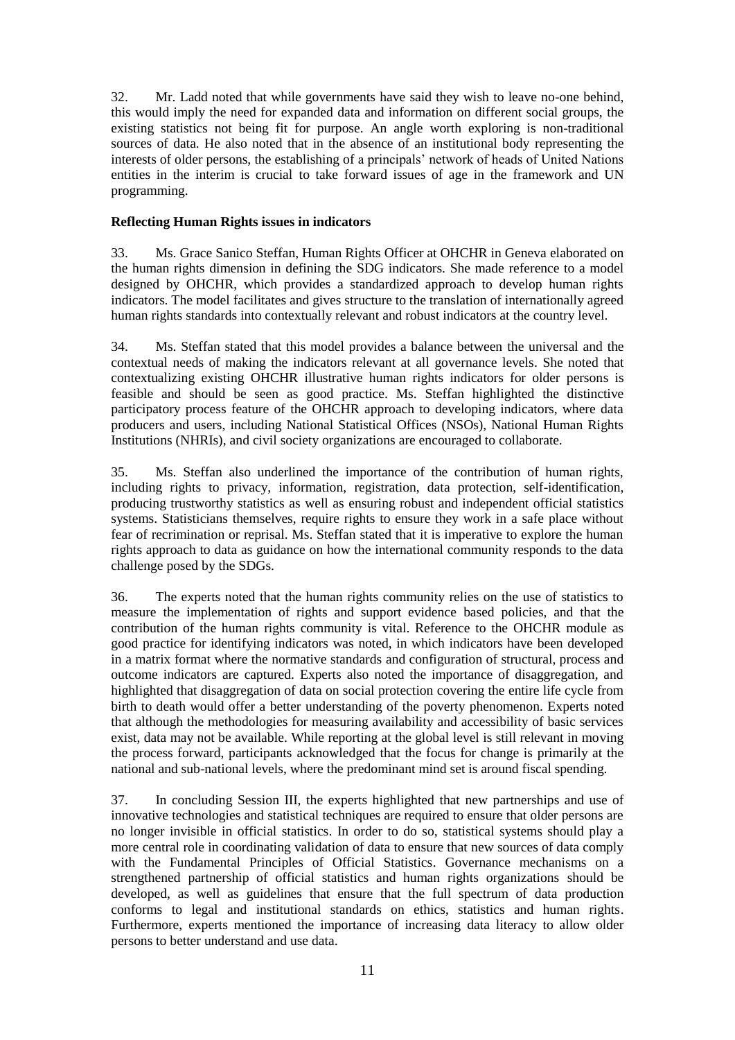32. Mr. Ladd noted that while governments have said they wish to leave no-one behind, this would imply the need for expanded data and information on different social groups, the existing statistics not being fit for purpose. An angle worth exploring is non-traditional sources of data. He also noted that in the absence of an institutional body representing the interests of older persons, the establishing of a principals' network of heads of United Nations entities in the interim is crucial to take forward issues of age in the framework and UN programming.

**Reflecting Human Rights issues in indicators**

33. Ms. Grace Sanico Steffan, Human Rights Officer at OHCHR in Geneva elaborated on the human rights dimension in defining the SDG indicators. She made reference to a model designed by OHCHR, which provides a standardized approach to develop human rights indicators. The model facilitates and gives structure to the translation of internationally agreed human rights standards into contextually relevant and robust indicators at the country level.

34. Ms. Steffan stated that this model provides a balance between the universal and the contextual needs of making the indicators relevant at all governance levels. She noted that contextualizing existing OHCHR illustrative human rights indicators for older persons is feasible and should be seen as good practice. Ms. Steffan highlighted the distinctive participatory process feature of the OHCHR approach to developing indicators, where data producers and users, including National Statistical Offices (NSOs), National Human Rights Institutions (NHRIs), and civil society organizations are encouraged to collaborate.

35. Ms. Steffan also underlined the importance of the contribution of human rights, including rights to privacy, information, registration, data protection, self-identification, producing trustworthy statistics as well as ensuring robust and independent official statistics systems. Statisticians themselves, require rights to ensure they work in a safe place without fear of recrimination or reprisal. Ms. Steffan stated that it is imperative to explore the human rights approach to data as guidance on how the international community responds to the data challenge posed by the SDGs.

36. The experts noted that the human rights community relies on the use of statistics to measure the implementation of rights and support evidence based policies, and that the contribution of the human rights community is vital. Reference to the OHCHR module as good practice for identifying indicators was noted, in which indicators have been developed in a matrix format where the normative standards and configuration of structural, process and outcome indicators are captured. Experts also noted the importance of disaggregation, and highlighted that disaggregation of data on social protection covering the entire life cycle from birth to death would offer a better understanding of the poverty phenomenon. Experts noted that although the methodologies for measuring availability and accessibility of basic services exist, data may not be available. While reporting at the global level is still relevant in moving the process forward, participants acknowledged that the focus for change is primarily at the national and sub-national levels, where the predominant mind set is around fiscal spending.

37. In concluding Session III, the experts highlighted that new partnerships and use of innovative technologies and statistical techniques are required to ensure that older persons are no longer invisible in official statistics. In order to do so, statistical systems should play a more central role in coordinating validation of data to ensure that new sources of data comply with the Fundamental Principles of Official Statistics. Governance mechanisms on a strengthened partnership of official statistics and human rights organizations should be developed, as well as guidelines that ensure that the full spectrum of data production conforms to legal and institutional standards on ethics, statistics and human rights. Furthermore, experts mentioned the importance of increasing data literacy to allow older persons to better understand and use data.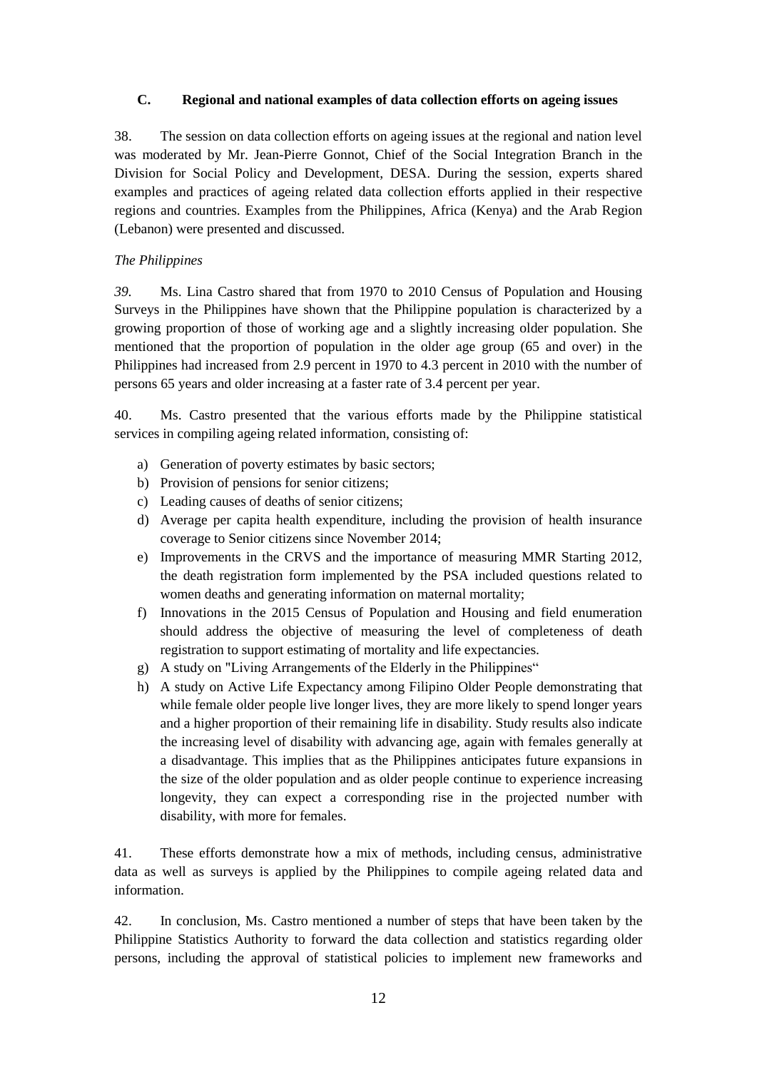### C. Regional and national examples of data collection efforts on ageing issues

38. The session on data collection efforts on ageing issues at the regional and nation level was moderated by Mr. Jean-Pierre Gonnot, Chief of the Social Integration Branch in the Division for Social Policy and Development, DESA. During the session, experts shared examples and practices of ageing related data collection efforts applied in their respective regions and countries. Examples from the Philippines, Africa (Kenya) and the Arab Region (Lebanon) were presented and discussed.

*The Philippines*

*39.* Ms. Lina Castro shared that from 1970 to 2010 Census of Population and Housing Surveys in the Philippines have shown that the Philippine population is characterized by a growing proportion of those of working age and a slightly increasing older population. She mentioned that the proportion of population in the older age group (65 and over) in the Philippines had increased from 2.9 percent in 1970 to 4.3 percent in 2010 with the number of persons 65 years and older increasing at a faster rate of 3.4 percent per year.

40. Ms. Castro presented that the various efforts made by the Philippine statistical services in compiling ageing related information, consisting of:

a) Generation of poverty estimates by basic sectors;
b) Provision of pensions for senior citizens;
c) Leading causes of deaths of senior citizens;
d) Average per capita health expenditure, including the provision of health insurance coverage to Senior citizens since November 2014;
e) Improvements in the CRVS and the importance of measuring MMR Starting 2012, the death registration form implemented by the PSA included questions related to women deaths and generating information on maternal mortality;
f) Innovations in the 2015 Census of Population and Housing and field enumeration should address the objective of measuring the level of completeness of death registration to support estimating of mortality and life expectancies.
g) A study on "Living Arrangements of the Elderly in the Philippines"
h) A study on Active Life Expectancy among Filipino Older People demonstrating that while female older people live longer lives, they are more likely to spend longer years and a higher proportion of their remaining life in disability. Study results also indicate the increasing level of disability with advancing age, again with females generally at a disadvantage. This implies that as the Philippines anticipates future expansions in the size of the older population and as older people continue to experience increasing longevity, they can expect a corresponding rise in the projected number with disability, with more for females.

41. These efforts demonstrate how a mix of methods, including census, administrative data as well as surveys is applied by the Philippines to compile ageing related data and information.

42. In conclusion, Ms. Castro mentioned a number of steps that have been taken by the Philippine Statistics Authority to forward the data collection and statistics regarding older persons, including the approval of statistical policies to implement new frameworks and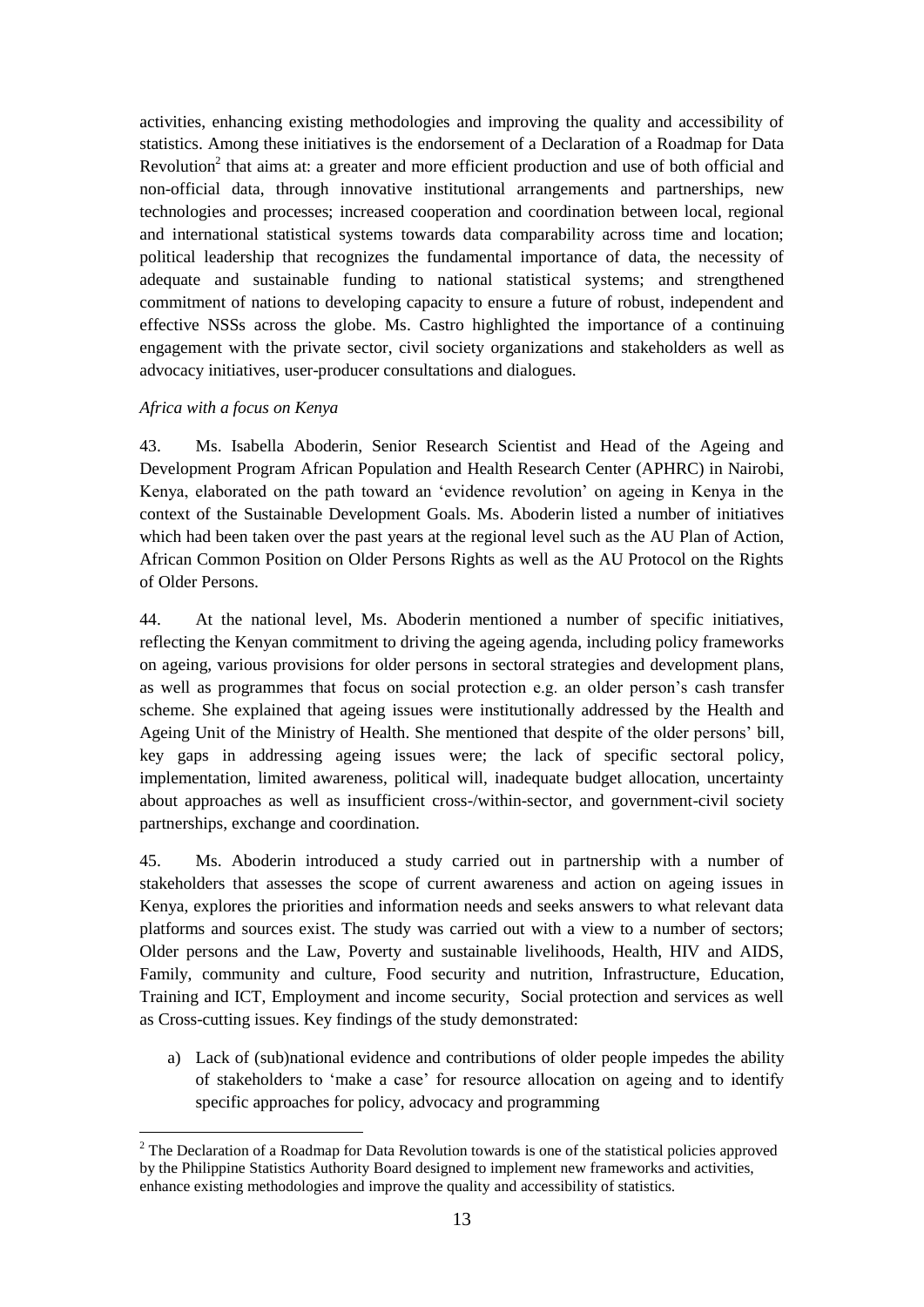activities, enhancing existing methodologies and improving the quality and accessibility of statistics. Among these initiatives is the endorsement of a Declaration of a Roadmap for Data Revolution[2] that aims at: a greater and more efficient production and use of both official and non-official data, through innovative institutional arrangements and partnerships, new technologies and processes; increased cooperation and coordination between local, regional and international statistical systems towards data comparability across time and location; political leadership that recognizes the fundamental importance of data, the necessity of adequate and sustainable funding to national statistical systems; and strengthened commitment of nations to developing capacity to ensure a future of robust, independent and effective NSSs across the globe. Ms. Castro highlighted the importance of a continuing engagement with the private sector, civil society organizations and stakeholders as well as advocacy initiatives, user-producer consultations and dialogues.

*Africa with a focus on Kenya*

43. Ms. Isabella Aboderin, Senior Research Scientist and Head of the Ageing and Development Program African Population and Health Research Center (APHRC) in Nairobi, Kenya, elaborated on the path toward an 'evidence revolution' on ageing in Kenya in the context of the Sustainable Development Goals. Ms. Aboderin listed a number of initiatives which had been taken over the past years at the regional level such as the AU Plan of Action, African Common Position on Older Persons Rights as well as the AU Protocol on the Rights of Older Persons.

44. At the national level, Ms. Aboderin mentioned a number of specific initiatives, reflecting the Kenyan commitment to driving the ageing agenda, including policy frameworks on ageing, various provisions for older persons in sectoral strategies and development plans, as well as programmes that focus on social protection e.g. an older person's cash transfer scheme. She explained that ageing issues were institutionally addressed by the Health and Ageing Unit of the Ministry of Health. She mentioned that despite of the older persons' bill, key gaps in addressing ageing issues were; the lack of specific sectoral policy, implementation, limited awareness, political will, inadequate budget allocation, uncertainty about approaches as well as insufficient cross-/within-sector, and government-civil society partnerships, exchange and coordination.

45. Ms. Aboderin introduced a study carried out in partnership with a number of stakeholders that assesses the scope of current awareness and action on ageing issues in Kenya, explores the priorities and information needs and seeks answers to what relevant data platforms and sources exist. The study was carried out with a view to a number of sectors; Older persons and the Law, Poverty and sustainable livelihoods, Health, HIV and AIDS, Family, community and culture, Food security and nutrition, Infrastructure, Education, Training and ICT, Employment and income security, Social protection and services as well as Cross-cutting issues. Key findings of the study demonstrated:

a) Lack of (sub)national evidence and contributions of older people impedes the ability of stakeholders to 'make a case' for resource allocation on ageing and to identify specific approaches for policy, advocacy and programming

[2] The Declaration of a Roadmap for Data Revolution towards is one of the statistical policies approved by the Philippine Statistics Authority Board designed to implement new frameworks and activities, enhance existing methodologies and improve the quality and accessibility of statistics.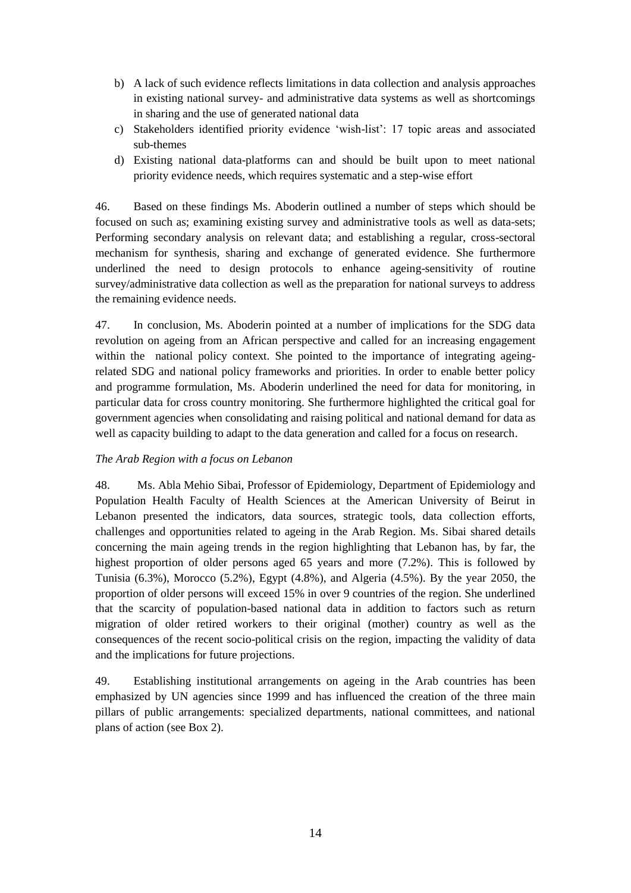b) A lack of such evidence reflects limitations in data collection and analysis approaches in existing national survey- and administrative data systems as well as shortcomings in sharing and the use of generated national data
c) Stakeholders identified priority evidence 'wish-list': 17 topic areas and associated sub-themes
d) Existing national data-platforms can and should be built upon to meet national priority evidence needs, which requires systematic and a step-wise effort

46. Based on these findings Ms. Aboderin outlined a number of steps which should be focused on such as; examining existing survey and administrative tools as well as data-sets; Performing secondary analysis on relevant data; and establishing a regular, cross-sectoral mechanism for synthesis, sharing and exchange of generated evidence. She furthermore underlined the need to design protocols to enhance ageing-sensitivity of routine survey/administrative data collection as well as the preparation for national surveys to address the remaining evidence needs.

47. In conclusion, Ms. Aboderin pointed at a number of implications for the SDG data revolution on ageing from an African perspective and called for an increasing engagement within the national policy context. She pointed to the importance of integrating ageing-related SDG and national policy frameworks and priorities. In order to enable better policy and programme formulation, Ms. Aboderin underlined the need for data for monitoring, in particular data for cross country monitoring. She furthermore highlighted the critical goal for government agencies when consolidating and raising political and national demand for data as well as capacity building to adapt to the data generation and called for a focus on research.

*The Arab Region with a focus on Lebanon*

48. Ms. Abla Mehio Sibai, Professor of Epidemiology, Department of Epidemiology and Population Health Faculty of Health Sciences at the American University of Beirut in Lebanon presented the indicators, data sources, strategic tools, data collection efforts, challenges and opportunities related to ageing in the Arab Region. Ms. Sibai shared details concerning the main ageing trends in the region highlighting that Lebanon has, by far, the highest proportion of older persons aged 65 years and more (7.2%). This is followed by Tunisia (6.3%), Morocco (5.2%), Egypt (4.8%), and Algeria (4.5%). By the year 2050, the proportion of older persons will exceed 15% in over 9 countries of the region. She underlined that the scarcity of population-based national data in addition to factors such as return migration of older retired workers to their original (mother) country as well as the consequences of the recent socio-political crisis on the region, impacting the validity of data and the implications for future projections.

49. Establishing institutional arrangements on ageing in the Arab countries has been emphasized by UN agencies since 1999 and has influenced the creation of the three main pillars of public arrangements: specialized departments, national committees, and national plans of action (see Box 2).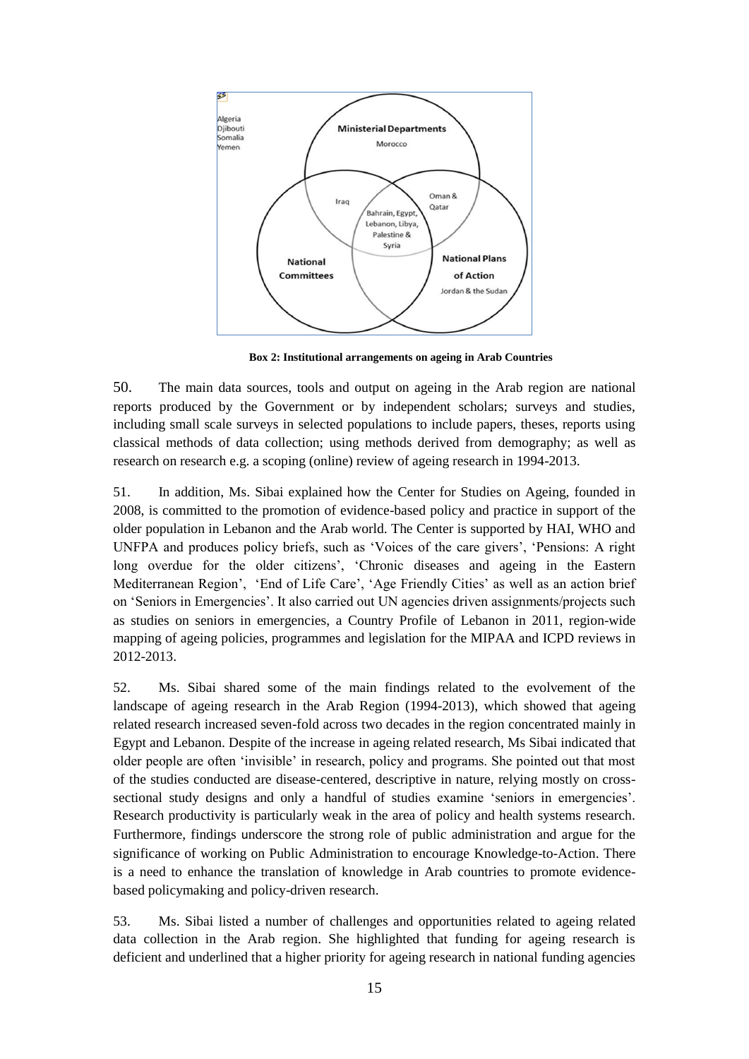Algeria
Djibouti
Somalia
Yemen

Ministerial Departments
Morocco

Iraq

Oman & Qatar

Bahrain, Egypt, Lebanon, Libya, Palestine & Syria

National Committees

National Plans of Action
Jordan & the Sudan

**Box 2: Institutional arrangements on ageing in Arab Countries**

50. The main data sources, tools and output on ageing in the Arab region are national reports produced by the Government or by independent scholars; surveys and studies, including small scale surveys in selected populations to include papers, theses, reports using classical methods of data collection; using methods derived from demography; as well as research on research e.g. a scoping (online) review of ageing research in 1994-2013.

51. In addition, Ms. Sibai explained how the Center for Studies on Ageing, founded in 2008, is committed to the promotion of evidence-based policy and practice in support of the older population in Lebanon and the Arab world. The Center is supported by HAI, WHO and UNFPA and produces policy briefs, such as 'Voices of the care givers', 'Pensions: A right long overdue for the older citizens', 'Chronic diseases and ageing in the Eastern Mediterranean Region', 'End of Life Care', 'Age Friendly Cities' as well as an action brief on 'Seniors in Emergencies'. It also carried out UN agencies driven assignments/projects such as studies on seniors in emergencies, a Country Profile of Lebanon in 2011, region-wide mapping of ageing policies, programmes and legislation for the MIPAA and ICPD reviews in 2012-2013.

52. Ms. Sibai shared some of the main findings related to the evolvement of the landscape of ageing research in the Arab Region (1994-2013), which showed that ageing related research increased seven-fold across two decades in the region concentrated mainly in Egypt and Lebanon. Despite of the increase in ageing related research, Ms Sibai indicated that older people are often 'invisible' in research, policy and programs. She pointed out that most of the studies conducted are disease-centered, descriptive in nature, relying mostly on cross-sectional study designs and only a handful of studies examine 'seniors in emergencies'. Research productivity is particularly weak in the area of policy and health systems research. Furthermore, findings underscore the strong role of public administration and argue for the significance of working on Public Administration to encourage Knowledge-to-Action. There is a need to enhance the translation of knowledge in Arab countries to promote evidence-based policymaking and policy-driven research.

53. Ms. Sibai listed a number of challenges and opportunities related to ageing related data collection in the Arab region. She highlighted that funding for ageing research is deficient and underlined that a higher priority for ageing research in national funding agencies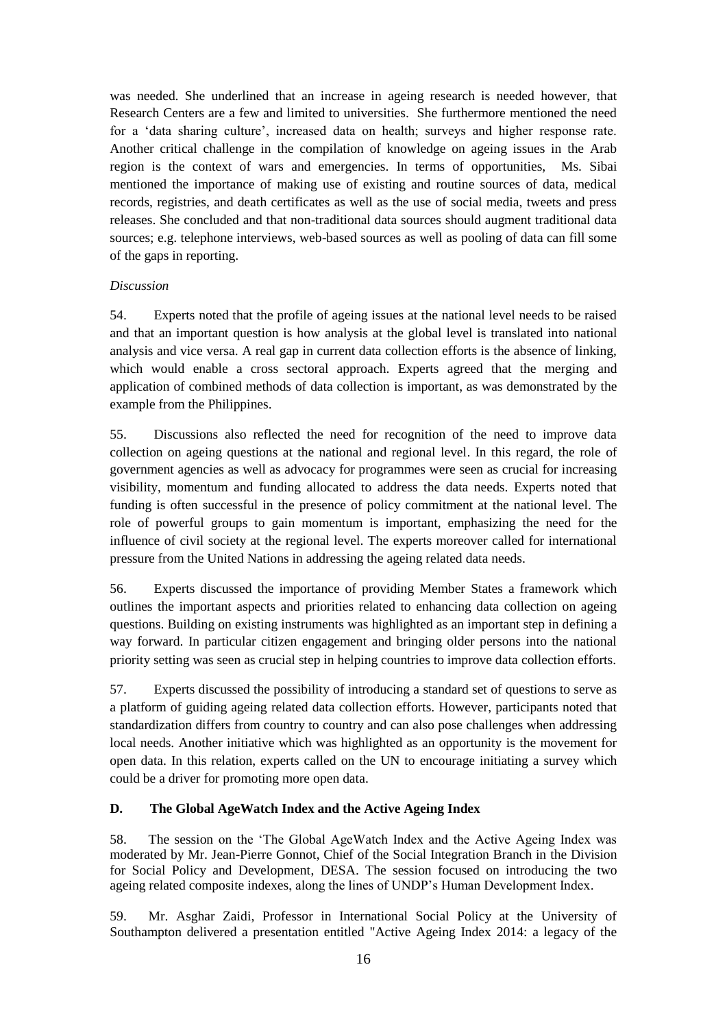was needed. She underlined that an increase in ageing research is needed however, that Research Centers are a few and limited to universities. She furthermore mentioned the need for a 'data sharing culture', increased data on health; surveys and higher response rate. Another critical challenge in the compilation of knowledge on ageing issues in the Arab region is the context of wars and emergencies. In terms of opportunities, Ms. Sibai mentioned the importance of making use of existing and routine sources of data, medical records, registries, and death certificates as well as the use of social media, tweets and press releases. She concluded and that non-traditional data sources should augment traditional data sources; e.g. telephone interviews, web-based sources as well as pooling of data can fill some of the gaps in reporting.

*Discussion*

54. Experts noted that the profile of ageing issues at the national level needs to be raised and that an important question is how analysis at the global level is translated into national analysis and vice versa. A real gap in current data collection efforts is the absence of linking, which would enable a cross sectoral approach. Experts agreed that the merging and application of combined methods of data collection is important, as was demonstrated by the example from the Philippines.

55. Discussions also reflected the need for recognition of the need to improve data collection on ageing questions at the national and regional level. In this regard, the role of government agencies as well as advocacy for programmes were seen as crucial for increasing visibility, momentum and funding allocated to address the data needs. Experts noted that funding is often successful in the presence of policy commitment at the national level. The role of powerful groups to gain momentum is important, emphasizing the need for the influence of civil society at the regional level. The experts moreover called for international pressure from the United Nations in addressing the ageing related data needs.

56. Experts discussed the importance of providing Member States a framework which outlines the important aspects and priorities related to enhancing data collection on ageing questions. Building on existing instruments was highlighted as an important step in defining a way forward. In particular citizen engagement and bringing older persons into the national priority setting was seen as crucial step in helping countries to improve data collection efforts.

57. Experts discussed the possibility of introducing a standard set of questions to serve as a platform of guiding ageing related data collection efforts. However, participants noted that standardization differs from country to country and can also pose challenges when addressing local needs. Another initiative which was highlighted as an opportunity is the movement for open data. In this relation, experts called on the UN to encourage initiating a survey which could be a driver for promoting more open data.

### D. The Global AgeWatch Index and the Active Ageing Index

58. The session on the 'The Global AgeWatch Index and the Active Ageing Index was moderated by Mr. Jean-Pierre Gonnot, Chief of the Social Integration Branch in the Division for Social Policy and Development, DESA. The session focused on introducing the two ageing related composite indexes, along the lines of UNDP's Human Development Index.

59. Mr. Asghar Zaidi, Professor in International Social Policy at the University of Southampton delivered a presentation entitled "Active Ageing Index 2014: a legacy of the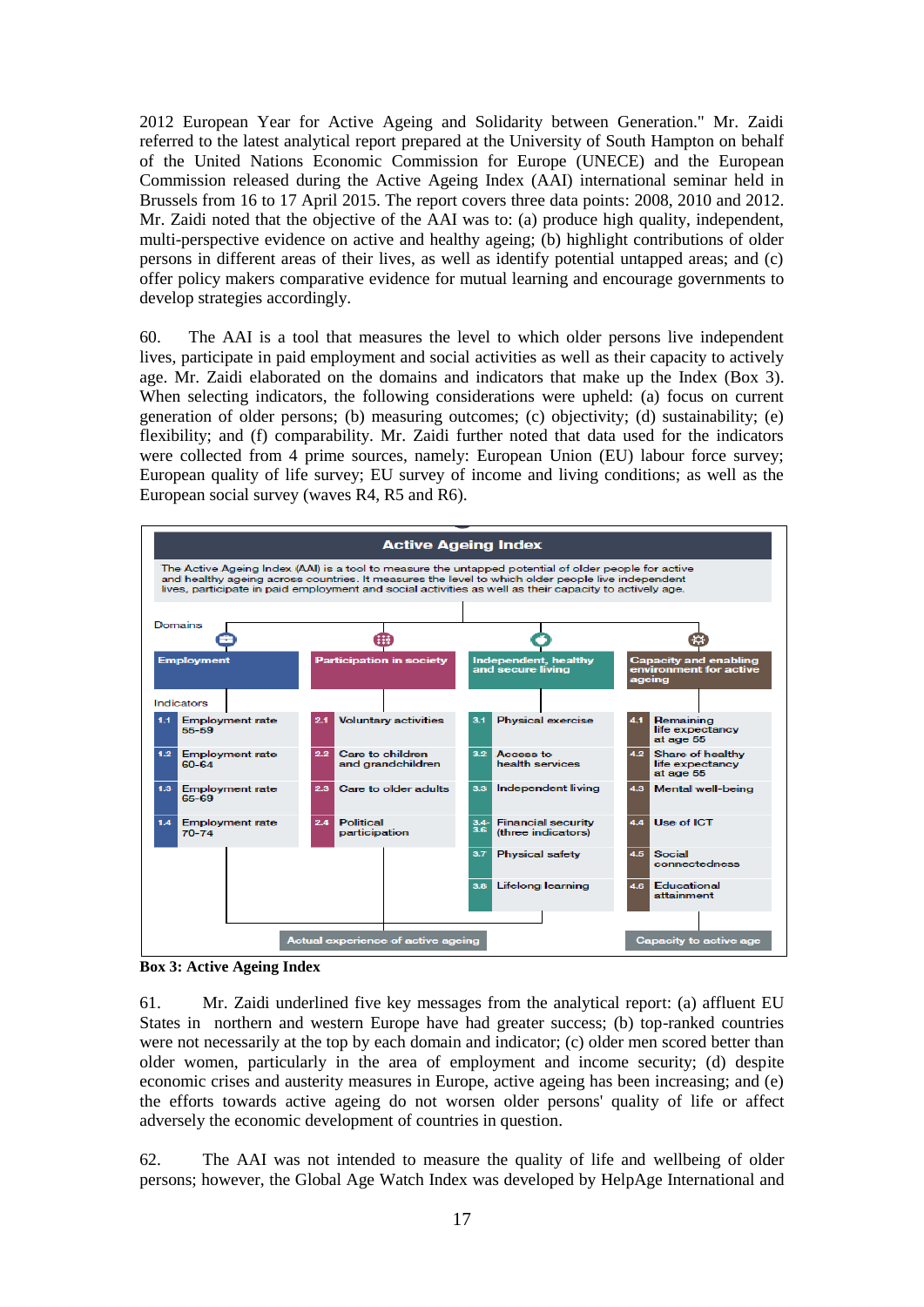2012 European Year for Active Ageing and Solidarity between Generation." Mr. Zaidi referred to the latest analytical report prepared at the University of South Hampton on behalf of the United Nations Economic Commission for Europe (UNECE) and the European Commission released during the Active Ageing Index (AAI) international seminar held in Brussels from 16 to 17 April 2015. The report covers three data points: 2008, 2010 and 2012. Mr. Zaidi noted that the objective of the AAI was to: (a) produce high quality, independent, multi-perspective evidence on active and healthy ageing; (b) highlight contributions of older persons in different areas of their lives, as well as identify potential untapped areas; and (c) offer policy makers comparative evidence for mutual learning and encourage governments to develop strategies accordingly.

60. The AAI is a tool that measures the level to which older persons live independent lives, participate in paid employment and social activities as well as their capacity to actively age. Mr. Zaidi elaborated on the domains and indicators that make up the Index (Box 3). When selecting indicators, the following considerations were upheld: (a) focus on current generation of older persons; (b) measuring outcomes; (c) objectivity; (d) sustainability; (e) flexibility; and (f) comparability. Mr. Zaidi further noted that data used for the indicators were collected from 4 prime sources, namely: European Union (EU) labour force survey; European quality of life survey; EU survey of income and living conditions; as well as the European social survey (waves R4, R5 and R6).

**Active Ageing Index**

The Active Ageing Index (AAI) is a tool to measure the untapped potential of older people for active and healthy ageing across countries. It measures the level to which older people live independent lives, participate in paid employment and social activities as well as their capacity to actively age.

Domains

| Employment | Participation in society | Independent, healthy and secure living | Capacity and enabling environment for active ageing |
|---|---|---|---|
| 1.1 Employment rate 55-59 | 2.1 Voluntary activities | 3.1 Physical exercise | 4.1 Remaining life expectancy at age 55 |
| 1.2 Employment rate 60-64 | 2.2 Care to children and grandchildren | 3.2 Access to health services | 4.2 Share of healthy life expectancy at age 55 |
| 1.3 Employment rate 65-69 | 2.3 Care to older adults | 3.3 Independent living | 4.3 Mental well-being |
| 1.4 Employment rate 70-74 | 2.4 Political participation | 3.4-3.6 Financial security (three indicators) | 4.4 Use of ICT |
| | | 3.7 Physical safety | 4.5 Social connectedness |
| | | 3.8 Lifelong learning | 4.6 Educational attainment |

Indicators

Actual experience of active ageing

Capacity to active age

**Box 3: Active Ageing Index**

61. Mr. Zaidi underlined five key messages from the analytical report: (a) affluent EU States in northern and western Europe have had greater success; (b) top-ranked countries were not necessarily at the top by each domain and indicator; (c) older men scored better than older women, particularly in the area of employment and income security; (d) despite economic crises and austerity measures in Europe, active ageing has been increasing; and (e) the efforts towards active ageing do not worsen older persons' quality of life or affect adversely the economic development of countries in question.

62. The AAI was not intended to measure the quality of life and wellbeing of older persons; however, the Global Age Watch Index was developed by HelpAge International and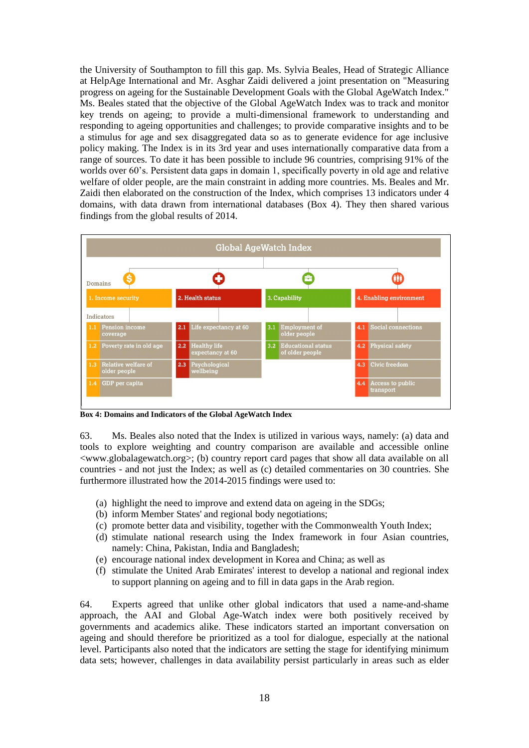the University of Southampton to fill this gap. Ms. Sylvia Beales, Head of Strategic Alliance at HelpAge International and Mr. Asghar Zaidi delivered a joint presentation on "Measuring progress on ageing for the Sustainable Development Goals with the Global AgeWatch Index." Ms. Beales stated that the objective of the Global AgeWatch Index was to track and monitor key trends on ageing; to provide a multi-dimensional framework to understanding and responding to ageing opportunities and challenges; to provide comparative insights and to be a stimulus for age and sex disaggregated data so as to generate evidence for age inclusive policy making. The Index is in its 3rd year and uses internationally comparative data from a range of sources. To date it has been possible to include 96 countries, comprising 91% of the worlds over 60's. Persistent data gaps in domain 1, specifically poverty in old age and relative welfare of older people, are the main constraint in adding more countries. Ms. Beales and Mr. Zaidi then elaborated on the construction of the Index, which comprises 13 indicators under 4 domains, with data drawn from international databases (Box 4). They then shared various findings from the global results of 2014.

Global AgeWatch Index

| Domains: 1. Income security | 2. Health status | 3. Capability | 4. Enabling environment |
|---|---|---|---|
| 1.1 Pension income coverage | 2.1 Life expectancy at 60 | 3.1 Employment of older people | 4.1 Social connections |
| 1.2 Poverty rate in old age | 2.2 Healthy life expectancy at 60 | 3.2 Educational status of older people | 4.2 Physical safety |
| 1.3 Relative welfare of older people | 2.3 Psychological wellbeing | | 4.3 Civic freedom |
| 1.4 GDP per capita | | | 4.4 Access to public transport |

**Box 4: Domains and Indicators of the Global AgeWatch Index**

63. Ms. Beales also noted that the Index is utilized in various ways, namely: (a) data and tools to explore weighting and country comparison are available and accessible online <www.globalagewatch.org>; (b) country report card pages that show all data available on all countries - and not just the Index; as well as (c) detailed commentaries on 30 countries. She furthermore illustrated how the 2014-2015 findings were used to:

(a) highlight the need to improve and extend data on ageing in the SDGs;
(b) inform Member States' and regional body negotiations;
(c) promote better data and visibility, together with the Commonwealth Youth Index;
(d) stimulate national research using the Index framework in four Asian countries, namely: China, Pakistan, India and Bangladesh;
(e) encourage national index development in Korea and China; as well as
(f) stimulate the United Arab Emirates' interest to develop a national and regional index to support planning on ageing and to fill in data gaps in the Arab region.

64. Experts agreed that unlike other global indicators that used a name-and-shame approach, the AAI and Global Age-Watch index were both positively received by governments and academics alike. These indicators started an important conversation on ageing and should therefore be prioritized as a tool for dialogue, especially at the national level. Participants also noted that the indicators are setting the stage for identifying minimum data sets; however, challenges in data availability persist particularly in areas such as elder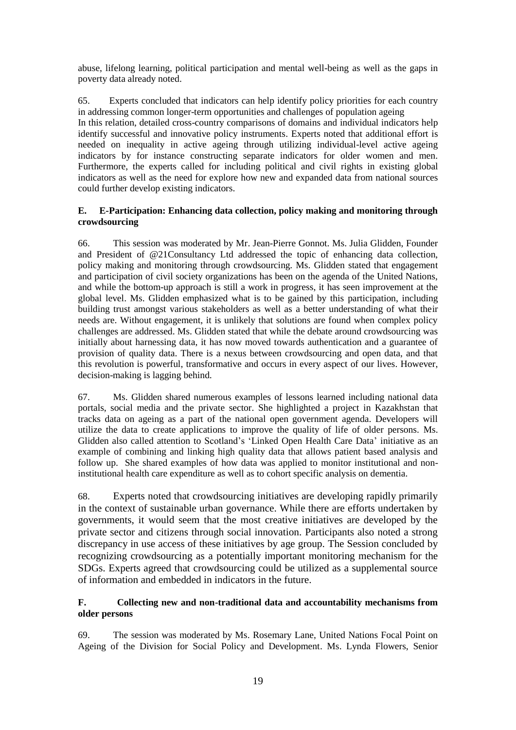abuse, lifelong learning, political participation and mental well-being as well as the gaps in poverty data already noted.

65. Experts concluded that indicators can help identify policy priorities for each country in addressing common longer-term opportunities and challenges of population ageing
In this relation, detailed cross-country comparisons of domains and individual indicators help identify successful and innovative policy instruments. Experts noted that additional effort is needed on inequality in active ageing through utilizing individual-level active ageing indicators by for instance constructing separate indicators for older women and men. Furthermore, the experts called for including political and civil rights in existing global indicators as well as the need for explore how new and expanded data from national sources could further develop existing indicators.

### E. E-Participation: Enhancing data collection, policy making and monitoring through crowdsourcing

66. This session was moderated by Mr. Jean-Pierre Gonnot. Ms. Julia Glidden, Founder and President of @21Consultancy Ltd addressed the topic of enhancing data collection, policy making and monitoring through crowdsourcing. Ms. Glidden stated that engagement and participation of civil society organizations has been on the agenda of the United Nations, and while the bottom-up approach is still a work in progress, it has seen improvement at the global level. Ms. Glidden emphasized what is to be gained by this participation, including building trust amongst various stakeholders as well as a better understanding of what their needs are. Without engagement, it is unlikely that solutions are found when complex policy challenges are addressed. Ms. Glidden stated that while the debate around crowdsourcing was initially about harnessing data, it has now moved towards authentication and a guarantee of provision of quality data. There is a nexus between crowdsourcing and open data, and that this revolution is powerful, transformative and occurs in every aspect of our lives. However, decision-making is lagging behind.

67. Ms. Glidden shared numerous examples of lessons learned including national data portals, social media and the private sector. She highlighted a project in Kazakhstan that tracks data on ageing as a part of the national open government agenda. Developers will utilize the data to create applications to improve the quality of life of older persons. Ms. Glidden also called attention to Scotland's 'Linked Open Health Care Data' initiative as an example of combining and linking high quality data that allows patient based analysis and follow up. She shared examples of how data was applied to monitor institutional and non-institutional health care expenditure as well as to cohort specific analysis on dementia.

68. Experts noted that crowdsourcing initiatives are developing rapidly primarily in the context of sustainable urban governance. While there are efforts undertaken by governments, it would seem that the most creative initiatives are developed by the private sector and citizens through social innovation. Participants also noted a strong discrepancy in use access of these initiatives by age group. The Session concluded by recognizing crowdsourcing as a potentially important monitoring mechanism for the SDGs. Experts agreed that crowdsourcing could be utilized as a supplemental source of information and embedded in indicators in the future.

### F. Collecting new and non-traditional data and accountability mechanisms from older persons

69. The session was moderated by Ms. Rosemary Lane, United Nations Focal Point on Ageing of the Division for Social Policy and Development. Ms. Lynda Flowers, Senior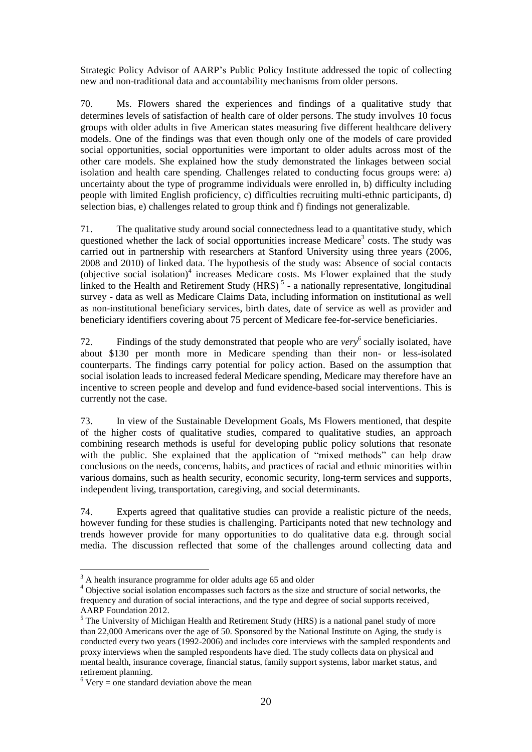Strategic Policy Advisor of AARP's Public Policy Institute addressed the topic of collecting new and non-traditional data and accountability mechanisms from older persons.

70. Ms. Flowers shared the experiences and findings of a qualitative study that determines levels of satisfaction of health care of older persons. The study involves 10 focus groups with older adults in five American states measuring five different healthcare delivery models. One of the findings was that even though only one of the models of care provided social opportunities, social opportunities were important to older adults across most of the other care models. She explained how the study demonstrated the linkages between social isolation and health care spending. Challenges related to conducting focus groups were: a) uncertainty about the type of programme individuals were enrolled in, b) difficulty including people with limited English proficiency, c) difficulties recruiting multi-ethnic participants, d) selection bias, e) challenges related to group think and f) findings not generalizable.

71. The qualitative study around social connectedness lead to a quantitative study, which questioned whether the lack of social opportunities increase Medicare[3] costs. The study was carried out in partnership with researchers at Stanford University using three years (2006, 2008 and 2010) of linked data. The hypothesis of the study was: Absence of social contacts (objective social isolation)[4] increases Medicare costs. Ms Flower explained that the study linked to the Health and Retirement Study (HRS)[5] - a nationally representative, longitudinal survey - data as well as Medicare Claims Data, including information on institutional as well as non-institutional beneficiary services, birth dates, date of service as well as provider and beneficiary identifiers covering about 75 percent of Medicare fee-for-service beneficiaries.

72. Findings of the study demonstrated that people who are *very*[6] socially isolated, have about $130 per month more in Medicare spending than their non- or less-isolated counterparts. The findings carry potential for policy action. Based on the assumption that social isolation leads to increased federal Medicare spending, Medicare may therefore have an incentive to screen people and develop and fund evidence-based social interventions. This is currently not the case.

73. In view of the Sustainable Development Goals, Ms Flowers mentioned, that despite of the higher costs of qualitative studies, compared to qualitative studies, an approach combining research methods is useful for developing public policy solutions that resonate with the public. She explained that the application of "mixed methods" can help draw conclusions on the needs, concerns, habits, and practices of racial and ethnic minorities within various domains, such as health security, economic security, long-term services and supports, independent living, transportation, caregiving, and social determinants.

74. Experts agreed that qualitative studies can provide a realistic picture of the needs, however funding for these studies is challenging. Participants noted that new technology and trends however provide for many opportunities to do qualitative data e.g. through social media. The discussion reflected that some of the challenges around collecting data and

---

[3] A health insurance programme for older adults age 65 and older

[4] Objective social isolation encompasses such factors as the size and structure of social networks, the frequency and duration of social interactions, and the type and degree of social supports received, AARP Foundation 2012.

[5] The University of Michigan Health and Retirement Study (HRS) is a national panel study of more than 22,000 Americans over the age of 50. Sponsored by the National Institute on Aging, the study is conducted every two years (1992-2006) and includes core interviews with the sampled respondents and proxy interviews when the sampled respondents have died. The study collects data on physical and mental health, insurance coverage, financial status, family support systems, labor market status, and retirement planning.

[6] Very = one standard deviation above the mean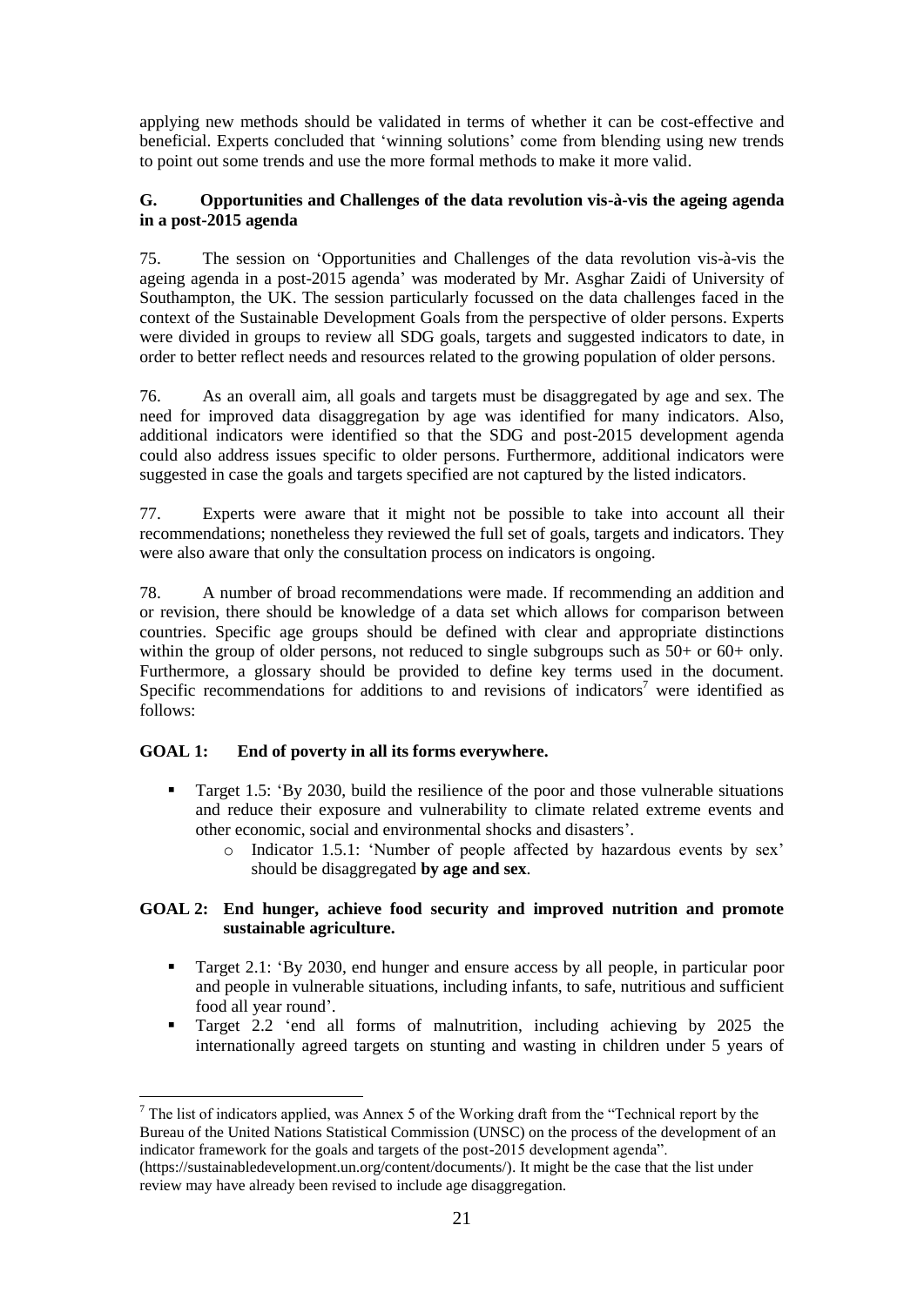applying new methods should be validated in terms of whether it can be cost-effective and beneficial. Experts concluded that 'winning solutions' come from blending using new trends to point out some trends and use the more formal methods to make it more valid.

### G. Opportunities and Challenges of the data revolution vis-à-vis the ageing agenda in a post-2015 agenda

75. The session on 'Opportunities and Challenges of the data revolution vis-à-vis the ageing agenda in a post-2015 agenda' was moderated by Mr. Asghar Zaidi of University of Southampton, the UK. The session particularly focussed on the data challenges faced in the context of the Sustainable Development Goals from the perspective of older persons. Experts were divided in groups to review all SDG goals, targets and suggested indicators to date, in order to better reflect needs and resources related to the growing population of older persons.

76. As an overall aim, all goals and targets must be disaggregated by age and sex. The need for improved data disaggregation by age was identified for many indicators. Also, additional indicators were identified so that the SDG and post-2015 development agenda could also address issues specific to older persons. Furthermore, additional indicators were suggested in case the goals and targets specified are not captured by the listed indicators.

77. Experts were aware that it might not be possible to take into account all their recommendations; nonetheless they reviewed the full set of goals, targets and indicators. They were also aware that only the consultation process on indicators is ongoing.

78. A number of broad recommendations were made. If recommending an addition and or revision, there should be knowledge of a data set which allows for comparison between countries. Specific age groups should be defined with clear and appropriate distinctions within the group of older persons, not reduced to single subgroups such as 50+ or 60+ only. Furthermore, a glossary should be provided to define key terms used in the document. Specific recommendations for additions to and revisions of indicators[7] were identified as follows:

**GOAL 1: End of poverty in all its forms everywhere.**

- Target 1.5: 'By 2030, build the resilience of the poor and those vulnerable situations and reduce their exposure and vulnerability to climate related extreme events and other economic, social and environmental shocks and disasters'.
  - Indicator 1.5.1: 'Number of people affected by hazardous events by sex' should be disaggregated **by age and sex**.

**GOAL 2: End hunger, achieve food security and improved nutrition and promote sustainable agriculture.**

- Target 2.1: 'By 2030, end hunger and ensure access by all people, in particular poor and people in vulnerable situations, including infants, to safe, nutritious and sufficient food all year round'.
- Target 2.2 'end all forms of malnutrition, including achieving by 2025 the internationally agreed targets on stunting and wasting in children under 5 years of

---

[7] The list of indicators applied, was Annex 5 of the Working draft from the "Technical report by the Bureau of the United Nations Statistical Commission (UNSC) on the process of the development of an indicator framework for the goals and targets of the post-2015 development agenda". (https://sustainabledevelopment.un.org/content/documents/). It might be the case that the list under review may have already been revised to include age disaggregation.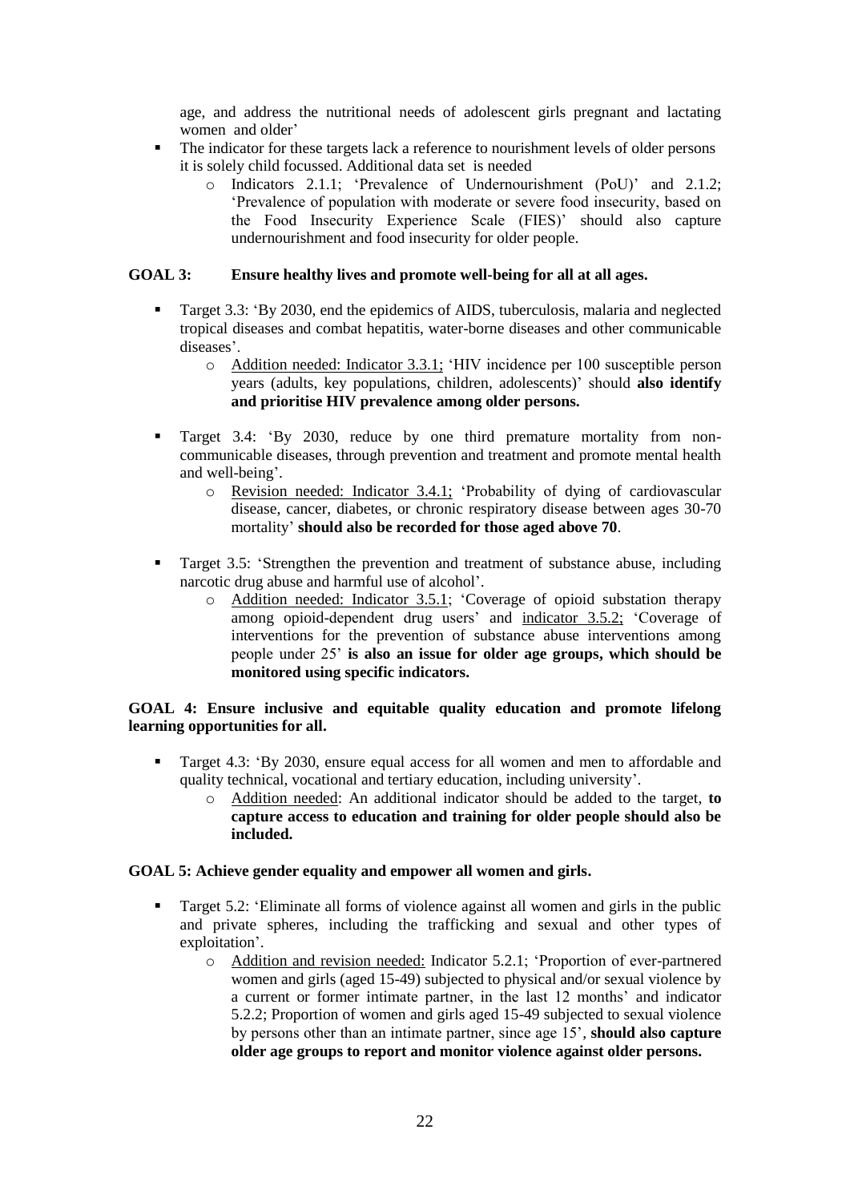age, and address the nutritional needs of adolescent girls pregnant and lactating women and older'

- The indicator for these targets lack a reference to nourishment levels of older persons it is solely child focussed. Additional data set is needed
  - Indicators 2.1.1; 'Prevalence of Undernourishment (PoU)' and 2.1.2; 'Prevalence of population with moderate or severe food insecurity, based on the Food Insecurity Experience Scale (FIES)' should also capture undernourishment and food insecurity for older people.

**GOAL 3: Ensure healthy lives and promote well-being for all at all ages.**

- Target 3.3: 'By 2030, end the epidemics of AIDS, tuberculosis, malaria and neglected tropical diseases and combat hepatitis, water-borne diseases and other communicable diseases'.
  - Addition needed: Indicator 3.3.1; 'HIV incidence per 100 susceptible person years (adults, key populations, children, adolescents)' should **also identify and prioritise HIV prevalence among older persons.**
- Target 3.4: 'By 2030, reduce by one third premature mortality from non-communicable diseases, through prevention and treatment and promote mental health and well-being'.
  - Revision needed: Indicator 3.4.1; 'Probability of dying of cardiovascular disease, cancer, diabetes, or chronic respiratory disease between ages 30-70 mortality' **should also be recorded for those aged above 70**.
- Target 3.5: 'Strengthen the prevention and treatment of substance abuse, including narcotic drug abuse and harmful use of alcohol'.
  - Addition needed: Indicator 3.5.1; 'Coverage of opioid substation therapy among opioid-dependent drug users' and indicator 3.5.2; 'Coverage of interventions for the prevention of substance abuse interventions among people under 25' **is also an issue for older age groups, which should be monitored using specific indicators.**

**GOAL 4: Ensure inclusive and equitable quality education and promote lifelong learning opportunities for all.**

- Target 4.3: 'By 2030, ensure equal access for all women and men to affordable and quality technical, vocational and tertiary education, including university'.
  - Addition needed: An additional indicator should be added to the target, **to capture access to education and training for older people should also be included.**

**GOAL 5: Achieve gender equality and empower all women and girls.**

- Target 5.2: 'Eliminate all forms of violence against all women and girls in the public and private spheres, including the trafficking and sexual and other types of exploitation'.
  - Addition and revision needed: Indicator 5.2.1; 'Proportion of ever-partnered women and girls (aged 15-49) subjected to physical and/or sexual violence by a current or former intimate partner, in the last 12 months' and indicator 5.2.2; Proportion of women and girls aged 15-49 subjected to sexual violence by persons other than an intimate partner, since age 15', **should also capture older age groups to report and monitor violence against older persons.**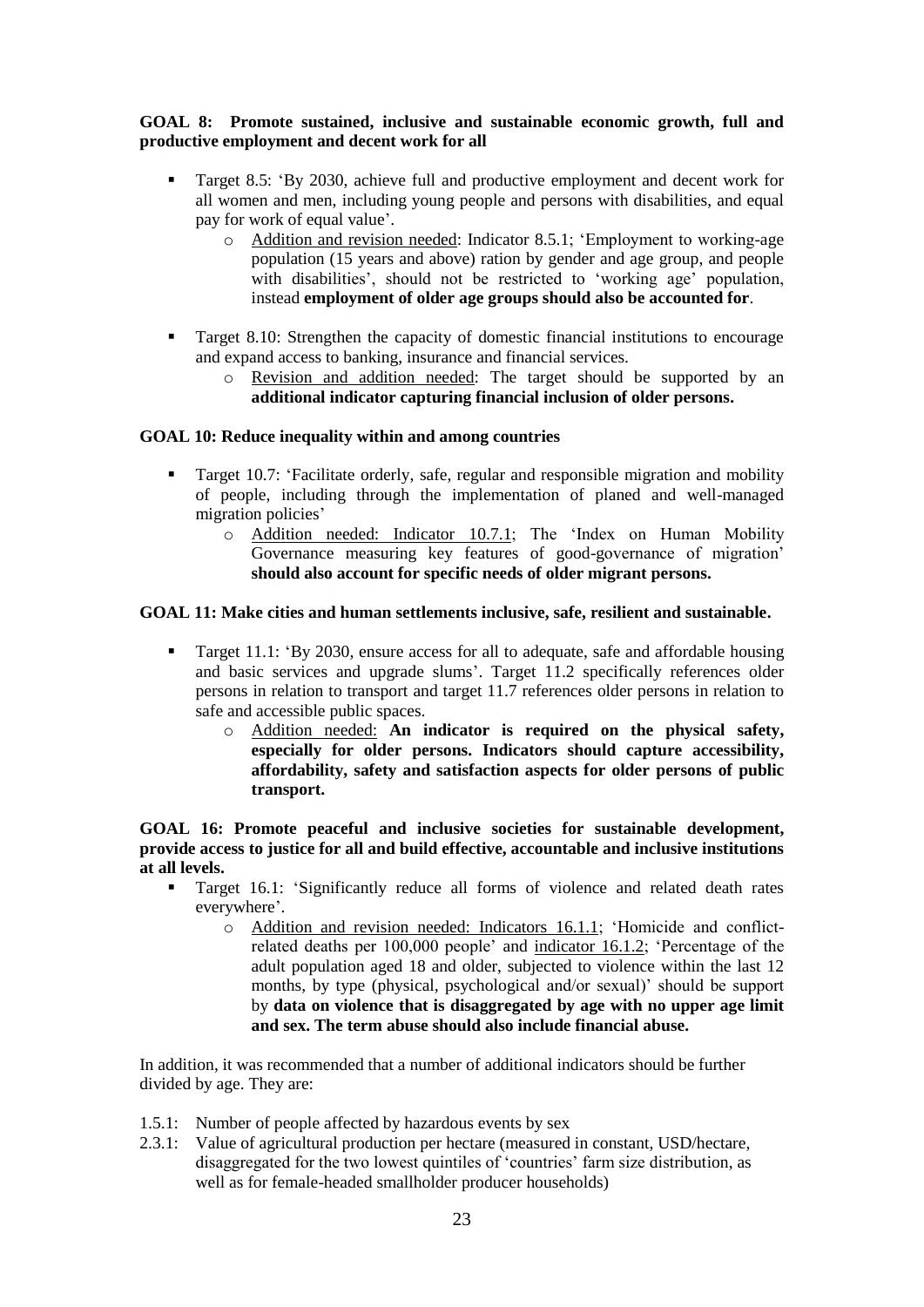**GOAL 8: Promote sustained, inclusive and sustainable economic growth, full and productive employment and decent work for all**

- Target 8.5: 'By 2030, achieve full and productive employment and decent work for all women and men, including young people and persons with disabilities, and equal pay for work of equal value'.
  - Addition and revision needed: Indicator 8.5.1; 'Employment to working-age population (15 years and above) ration by gender and age group, and people with disabilities', should not be restricted to 'working age' population, instead **employment of older age groups should also be accounted for**.
- Target 8.10: Strengthen the capacity of domestic financial institutions to encourage and expand access to banking, insurance and financial services.
  - Revision and addition needed: The target should be supported by an **additional indicator capturing financial inclusion of older persons.**

**GOAL 10: Reduce inequality within and among countries**

- Target 10.7: 'Facilitate orderly, safe, regular and responsible migration and mobility of people, including through the implementation of planed and well-managed migration policies'
  - Addition needed: Indicator 10.7.1; The 'Index on Human Mobility Governance measuring key features of good-governance of migration' **should also account for specific needs of older migrant persons.**

**GOAL 11: Make cities and human settlements inclusive, safe, resilient and sustainable.**

- Target 11.1: 'By 2030, ensure access for all to adequate, safe and affordable housing and basic services and upgrade slums'. Target 11.2 specifically references older persons in relation to transport and target 11.7 references older persons in relation to safe and accessible public spaces.
  - Addition needed: **An indicator is required on the physical safety, especially for older persons. Indicators should capture accessibility, affordability, safety and satisfaction aspects for older persons of public transport.**

**GOAL 16: Promote peaceful and inclusive societies for sustainable development, provide access to justice for all and build effective, accountable and inclusive institutions at all levels.**

- Target 16.1: 'Significantly reduce all forms of violence and related death rates everywhere'.
  - Addition and revision needed: Indicators 16.1.1; 'Homicide and conflict-related deaths per 100,000 people' and indicator 16.1.2; 'Percentage of the adult population aged 18 and older, subjected to violence within the last 12 months, by type (physical, psychological and/or sexual)' should be support by **data on violence that is disaggregated by age with no upper age limit and sex. The term abuse should also include financial abuse.**

In addition, it was recommended that a number of additional indicators should be further divided by age. They are:

1.5.1: Number of people affected by hazardous events by sex

2.3.1: Value of agricultural production per hectare (measured in constant, USD/hectare, disaggregated for the two lowest quintiles of 'countries' farm size distribution, as well as for female-headed smallholder producer households)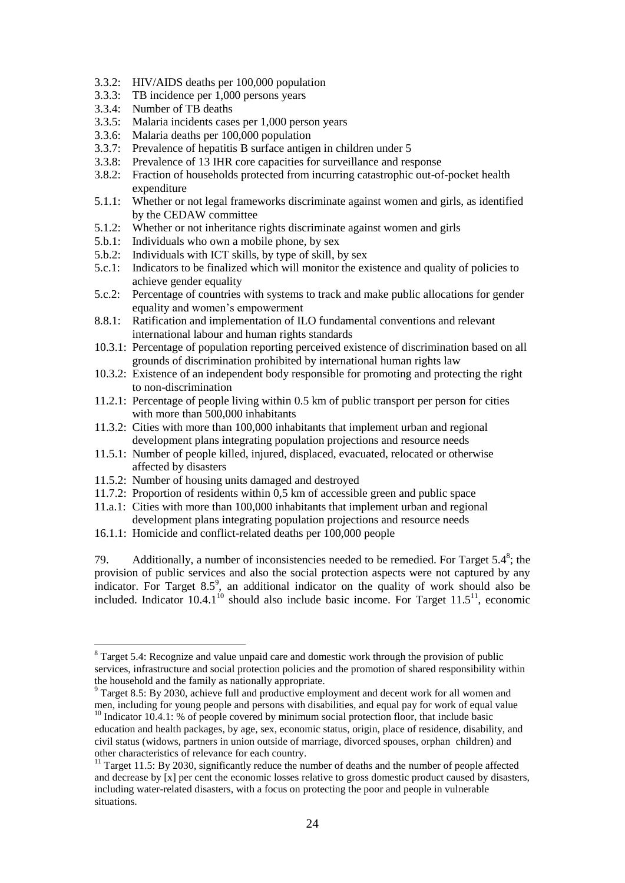- 3.3.2: HIV/AIDS deaths per 100,000 population
- 3.3.3: TB incidence per 1,000 persons years
- 3.3.4: Number of TB deaths
- 3.3.5: Malaria incidents cases per 1,000 person years
- 3.3.6: Malaria deaths per 100,000 population
- 3.3.7: Prevalence of hepatitis B surface antigen in children under 5
- 3.3.8: Prevalence of 13 IHR core capacities for surveillance and response
- 3.8.2: Fraction of households protected from incurring catastrophic out-of-pocket health expenditure
- 5.1.1: Whether or not legal frameworks discriminate against women and girls, as identified by the CEDAW committee
- 5.1.2: Whether or not inheritance rights discriminate against women and girls
- 5.b.1: Individuals who own a mobile phone, by sex
- 5.b.2: Individuals with ICT skills, by type of skill, by sex
- 5.c.1: Indicators to be finalized which will monitor the existence and quality of policies to achieve gender equality
- 5.c.2: Percentage of countries with systems to track and make public allocations for gender equality and women's empowerment
- 8.8.1: Ratification and implementation of ILO fundamental conventions and relevant international labour and human rights standards
- 10.3.1: Percentage of population reporting perceived existence of discrimination based on all grounds of discrimination prohibited by international human rights law
- 10.3.2: Existence of an independent body responsible for promoting and protecting the right to non-discrimination
- 11.2.1: Percentage of people living within 0.5 km of public transport per person for cities with more than 500,000 inhabitants
- 11.3.2: Cities with more than 100,000 inhabitants that implement urban and regional development plans integrating population projections and resource needs
- 11.5.1: Number of people killed, injured, displaced, evacuated, relocated or otherwise affected by disasters
- 11.5.2: Number of housing units damaged and destroyed
- 11.7.2: Proportion of residents within 0,5 km of accessible green and public space
- 11.a.1: Cities with more than 100,000 inhabitants that implement urban and regional development plans integrating population projections and resource needs
- 16.1.1: Homicide and conflict-related deaths per 100,000 people

79. Additionally, a number of inconsistencies needed to be remedied. For Target 5.4[8]; the provision of public services and also the social protection aspects were not captured by any indicator. For Target 8.5[9], an additional indicator on the quality of work should also be included. Indicator 10.4.1[10] should also include basic income. For Target 11.5[11], economic

---

[8] Target 5.4: Recognize and value unpaid care and domestic work through the provision of public services, infrastructure and social protection policies and the promotion of shared responsibility within the household and the family as nationally appropriate.

[9] Target 8.5: By 2030, achieve full and productive employment and decent work for all women and men, including for young people and persons with disabilities, and equal pay for work of equal value

[10] Indicator 10.4.1: % of people covered by minimum social protection floor, that include basic education and health packages, by age, sex, economic status, origin, place of residence, disability, and civil status (widows, partners in union outside of marriage, divorced spouses, orphan children) and other characteristics of relevance for each country.

[11] Target 11.5: By 2030, significantly reduce the number of deaths and the number of people affected and decrease by [x] per cent the economic losses relative to gross domestic product caused by disasters, including water-related disasters, with a focus on protecting the poor and people in vulnerable situations.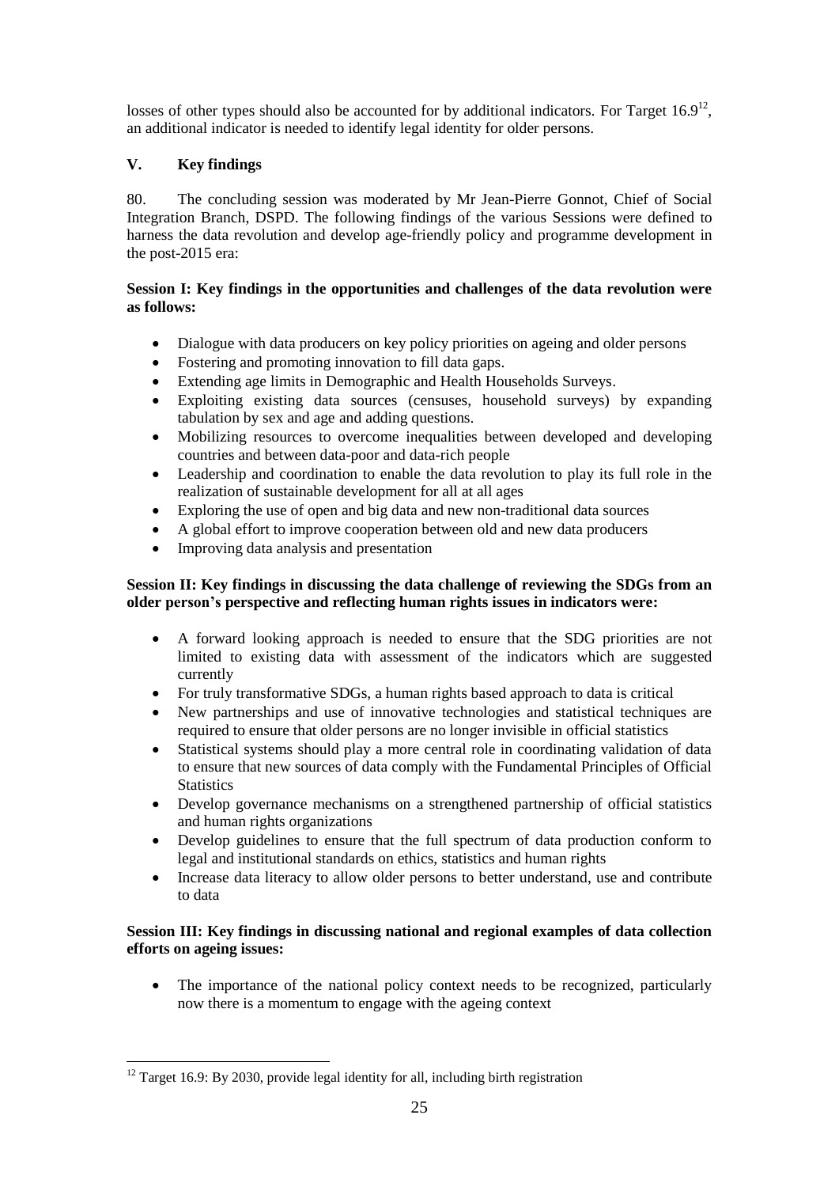losses of other types should also be accounted for by additional indicators. For Target 16.9[12], an additional indicator is needed to identify legal identity for older persons.

## V. Key findings

80. The concluding session was moderated by Mr Jean-Pierre Gonnot, Chief of Social Integration Branch, DSPD. The following findings of the various Sessions were defined to harness the data revolution and develop age-friendly policy and programme development in the post-2015 era:

**Session I: Key findings in the opportunities and challenges of the data revolution were as follows:**

- Dialogue with data producers on key policy priorities on ageing and older persons
- Fostering and promoting innovation to fill data gaps.
- Extending age limits in Demographic and Health Households Surveys.
- Exploiting existing data sources (censuses, household surveys) by expanding tabulation by sex and age and adding questions.
- Mobilizing resources to overcome inequalities between developed and developing countries and between data-poor and data-rich people
- Leadership and coordination to enable the data revolution to play its full role in the realization of sustainable development for all at all ages
- Exploring the use of open and big data and new non-traditional data sources
- A global effort to improve cooperation between old and new data producers
- Improving data analysis and presentation

**Session II: Key findings in discussing the data challenge of reviewing the SDGs from an older person's perspective and reflecting human rights issues in indicators were:**

- A forward looking approach is needed to ensure that the SDG priorities are not limited to existing data with assessment of the indicators which are suggested currently
- For truly transformative SDGs, a human rights based approach to data is critical
- New partnerships and use of innovative technologies and statistical techniques are required to ensure that older persons are no longer invisible in official statistics
- Statistical systems should play a more central role in coordinating validation of data to ensure that new sources of data comply with the Fundamental Principles of Official Statistics
- Develop governance mechanisms on a strengthened partnership of official statistics and human rights organizations
- Develop guidelines to ensure that the full spectrum of data production conform to legal and institutional standards on ethics, statistics and human rights
- Increase data literacy to allow older persons to better understand, use and contribute to data

**Session III: Key findings in discussing national and regional examples of data collection efforts on ageing issues:**

- The importance of the national policy context needs to be recognized, particularly now there is a momentum to engage with the ageing context

---

[12] Target 16.9: By 2030, provide legal identity for all, including birth registration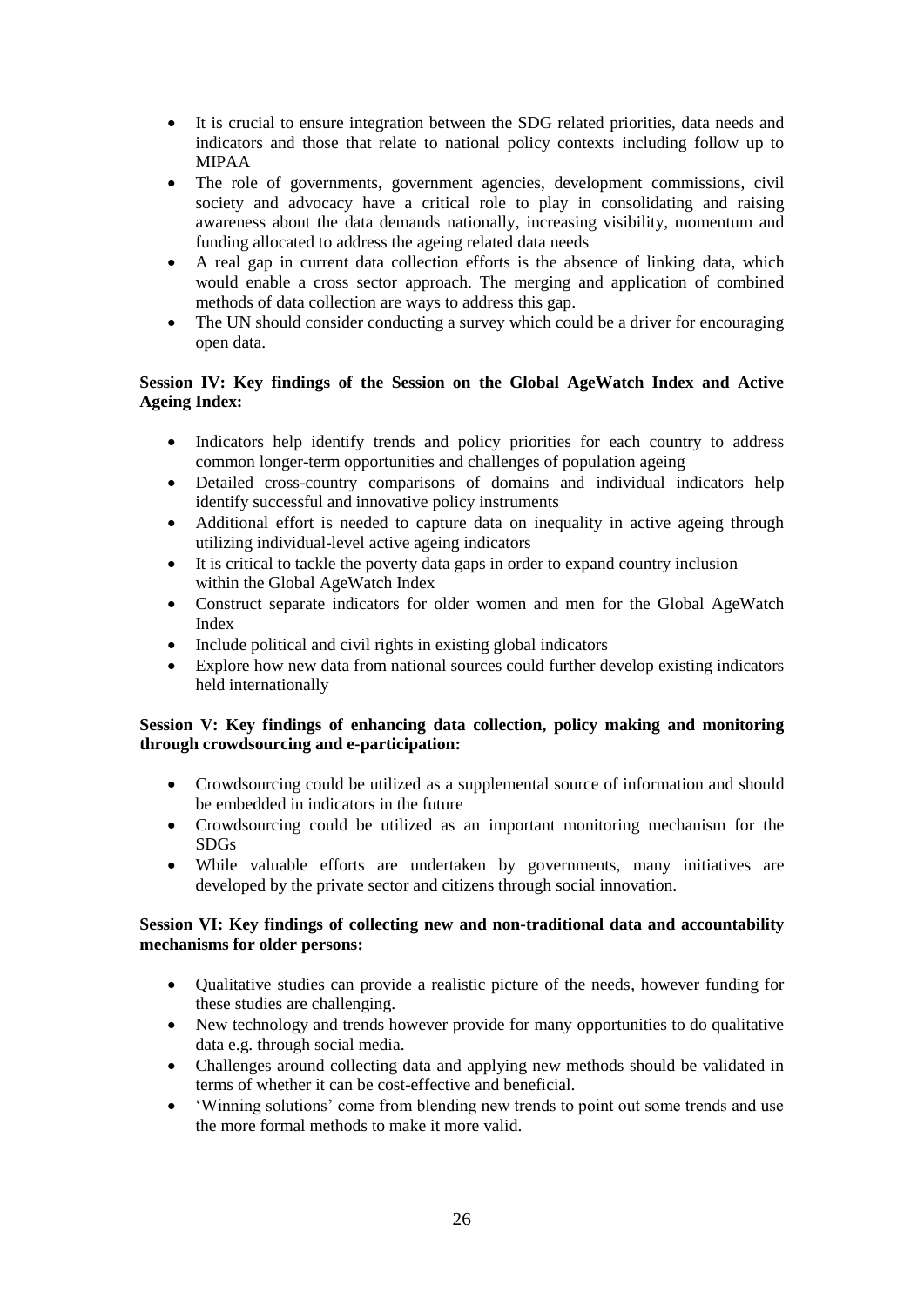- It is crucial to ensure integration between the SDG related priorities, data needs and indicators and those that relate to national policy contexts including follow up to MIPAA
- The role of governments, government agencies, development commissions, civil society and advocacy have a critical role to play in consolidating and raising awareness about the data demands nationally, increasing visibility, momentum and funding allocated to address the ageing related data needs
- A real gap in current data collection efforts is the absence of linking data, which would enable a cross sector approach. The merging and application of combined methods of data collection are ways to address this gap.
- The UN should consider conducting a survey which could be a driver for encouraging open data.

**Session IV: Key findings of the Session on the Global AgeWatch Index and Active Ageing Index:**

- Indicators help identify trends and policy priorities for each country to address common longer-term opportunities and challenges of population ageing
- Detailed cross-country comparisons of domains and individual indicators help identify successful and innovative policy instruments
- Additional effort is needed to capture data on inequality in active ageing through utilizing individual-level active ageing indicators
- It is critical to tackle the poverty data gaps in order to expand country inclusion within the Global AgeWatch Index
- Construct separate indicators for older women and men for the Global AgeWatch Index
- Include political and civil rights in existing global indicators
- Explore how new data from national sources could further develop existing indicators held internationally

**Session V: Key findings of enhancing data collection, policy making and monitoring through crowdsourcing and e-participation:**

- Crowdsourcing could be utilized as a supplemental source of information and should be embedded in indicators in the future
- Crowdsourcing could be utilized as an important monitoring mechanism for the SDGs
- While valuable efforts are undertaken by governments, many initiatives are developed by the private sector and citizens through social innovation.

**Session VI: Key findings of collecting new and non-traditional data and accountability mechanisms for older persons:**

- Qualitative studies can provide a realistic picture of the needs, however funding for these studies are challenging.
- New technology and trends however provide for many opportunities to do qualitative data e.g. through social media.
- Challenges around collecting data and applying new methods should be validated in terms of whether it can be cost-effective and beneficial.
- 'Winning solutions' come from blending new trends to point out some trends and use the more formal methods to make it more valid.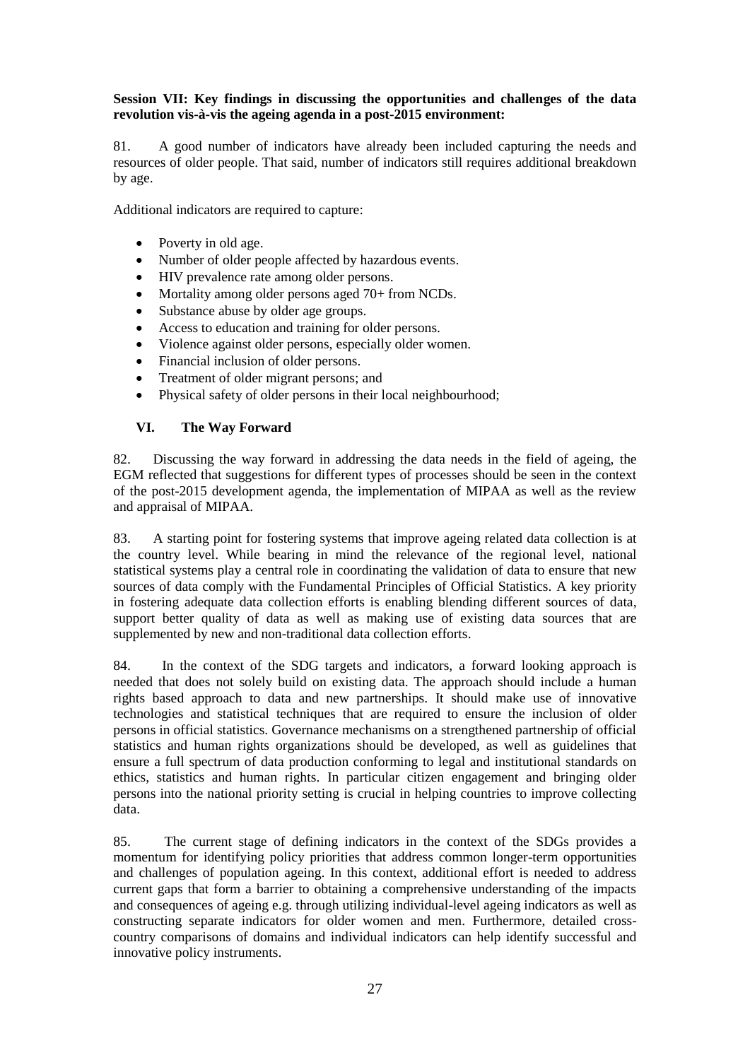**Session VII: Key findings in discussing the opportunities and challenges of the data revolution vis-à-vis the ageing agenda in a post-2015 environment:**

81. A good number of indicators have already been included capturing the needs and resources of older people. That said, number of indicators still requires additional breakdown by age.

Additional indicators are required to capture:

- Poverty in old age.
- Number of older people affected by hazardous events.
- HIV prevalence rate among older persons.
- Mortality among older persons aged 70+ from NCDs.
- Substance abuse by older age groups.
- Access to education and training for older persons.
- Violence against older persons, especially older women.
- Financial inclusion of older persons.
- Treatment of older migrant persons; and
- Physical safety of older persons in their local neighbourhood;

## VI. The Way Forward

82. Discussing the way forward in addressing the data needs in the field of ageing, the EGM reflected that suggestions for different types of processes should be seen in the context of the post-2015 development agenda, the implementation of MIPAA as well as the review and appraisal of MIPAA.

83. A starting point for fostering systems that improve ageing related data collection is at the country level. While bearing in mind the relevance of the regional level, national statistical systems play a central role in coordinating the validation of data to ensure that new sources of data comply with the Fundamental Principles of Official Statistics. A key priority in fostering adequate data collection efforts is enabling blending different sources of data, support better quality of data as well as making use of existing data sources that are supplemented by new and non-traditional data collection efforts.

84. In the context of the SDG targets and indicators, a forward looking approach is needed that does not solely build on existing data. The approach should include a human rights based approach to data and new partnerships. It should make use of innovative technologies and statistical techniques that are required to ensure the inclusion of older persons in official statistics. Governance mechanisms on a strengthened partnership of official statistics and human rights organizations should be developed, as well as guidelines that ensure a full spectrum of data production conforming to legal and institutional standards on ethics, statistics and human rights. In particular citizen engagement and bringing older persons into the national priority setting is crucial in helping countries to improve collecting data.

85. The current stage of defining indicators in the context of the SDGs provides a momentum for identifying policy priorities that address common longer-term opportunities and challenges of population ageing. In this context, additional effort is needed to address current gaps that form a barrier to obtaining a comprehensive understanding of the impacts and consequences of ageing e.g. through utilizing individual-level ageing indicators as well as constructing separate indicators for older women and men. Furthermore, detailed cross-country comparisons of domains and individual indicators can help identify successful and innovative policy instruments.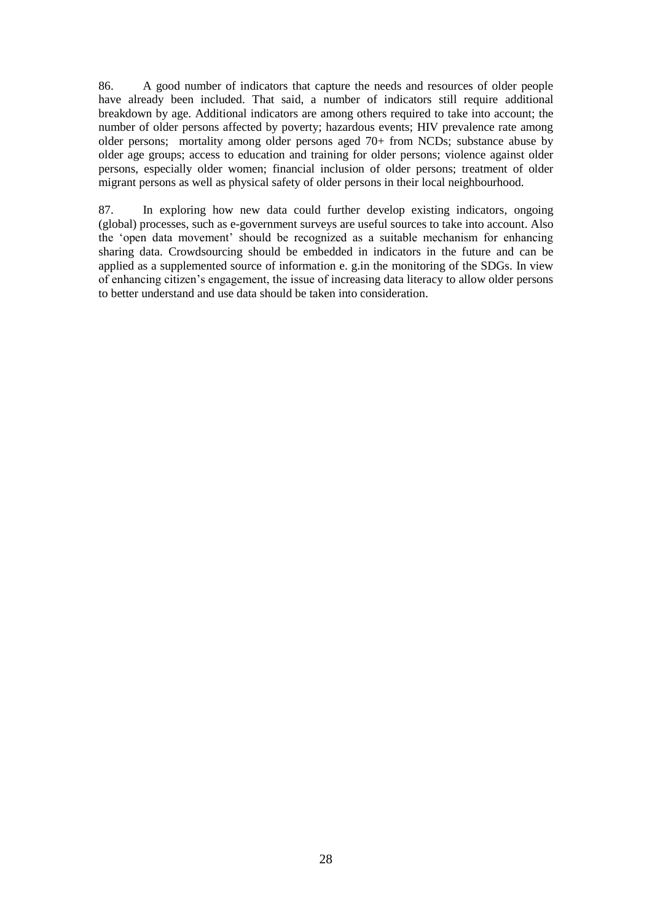86. A good number of indicators that capture the needs and resources of older people have already been included. That said, a number of indicators still require additional breakdown by age. Additional indicators are among others required to take into account; the number of older persons affected by poverty; hazardous events; HIV prevalence rate among older persons; mortality among older persons aged 70+ from NCDs; substance abuse by older age groups; access to education and training for older persons; violence against older persons, especially older women; financial inclusion of older persons; treatment of older migrant persons as well as physical safety of older persons in their local neighbourhood.

87. In exploring how new data could further develop existing indicators, ongoing (global) processes, such as e-government surveys are useful sources to take into account. Also the 'open data movement' should be recognized as a suitable mechanism for enhancing sharing data. Crowdsourcing should be embedded in indicators in the future and can be applied as a supplemented source of information e. g.in the monitoring of the SDGs. In view of enhancing citizen's engagement, the issue of increasing data literacy to allow older persons to better understand and use data should be taken into consideration.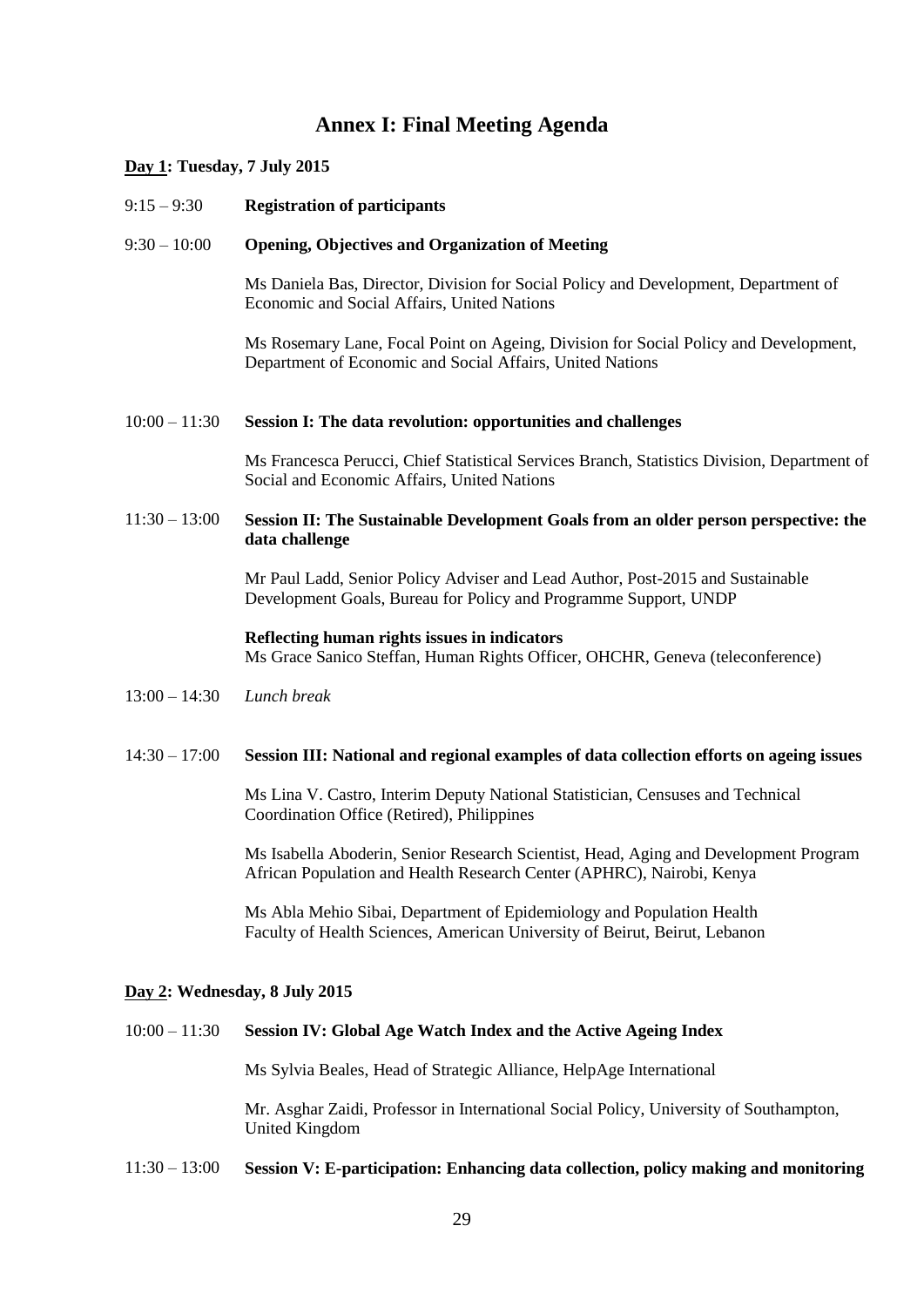# Annex I: Final Meeting Agenda

**Day 1: Tuesday, 7 July 2015**

9:15 – 9:30 **Registration of participants**

9:30 – 10:00 **Opening, Objectives and Organization of Meeting**

Ms Daniela Bas, Director, Division for Social Policy and Development, Department of Economic and Social Affairs, United Nations

Ms Rosemary Lane, Focal Point on Ageing, Division for Social Policy and Development, Department of Economic and Social Affairs, United Nations

10:00 – 11:30 **Session I: The data revolution: opportunities and challenges**

Ms Francesca Perucci, Chief Statistical Services Branch, Statistics Division, Department of Social and Economic Affairs, United Nations

11:30 – 13:00 **Session II: The Sustainable Development Goals from an older person perspective: the data challenge**

Mr Paul Ladd, Senior Policy Adviser and Lead Author, Post-2015 and Sustainable Development Goals, Bureau for Policy and Programme Support, UNDP

**Reflecting human rights issues in indicators**
Ms Grace Sanico Steffan, Human Rights Officer, OHCHR, Geneva (teleconference)

13:00 – 14:30 *Lunch break*

14:30 – 17:00 **Session III: National and regional examples of data collection efforts on ageing issues**

Ms Lina V. Castro, Interim Deputy National Statistician, Censuses and Technical Coordination Office (Retired), Philippines

Ms Isabella Aboderin, Senior Research Scientist, Head, Aging and Development Program African Population and Health Research Center (APHRC), Nairobi, Kenya

Ms Abla Mehio Sibai, Department of Epidemiology and Population Health Faculty of Health Sciences, American University of Beirut, Beirut, Lebanon

**Day 2: Wednesday, 8 July 2015**

10:00 – 11:30 **Session IV: Global Age Watch Index and the Active Ageing Index**

Ms Sylvia Beales, Head of Strategic Alliance, HelpAge International

Mr. Asghar Zaidi, Professor in International Social Policy, University of Southampton, United Kingdom

11:30 – 13:00 **Session V: E-participation: Enhancing data collection, policy making and monitoring**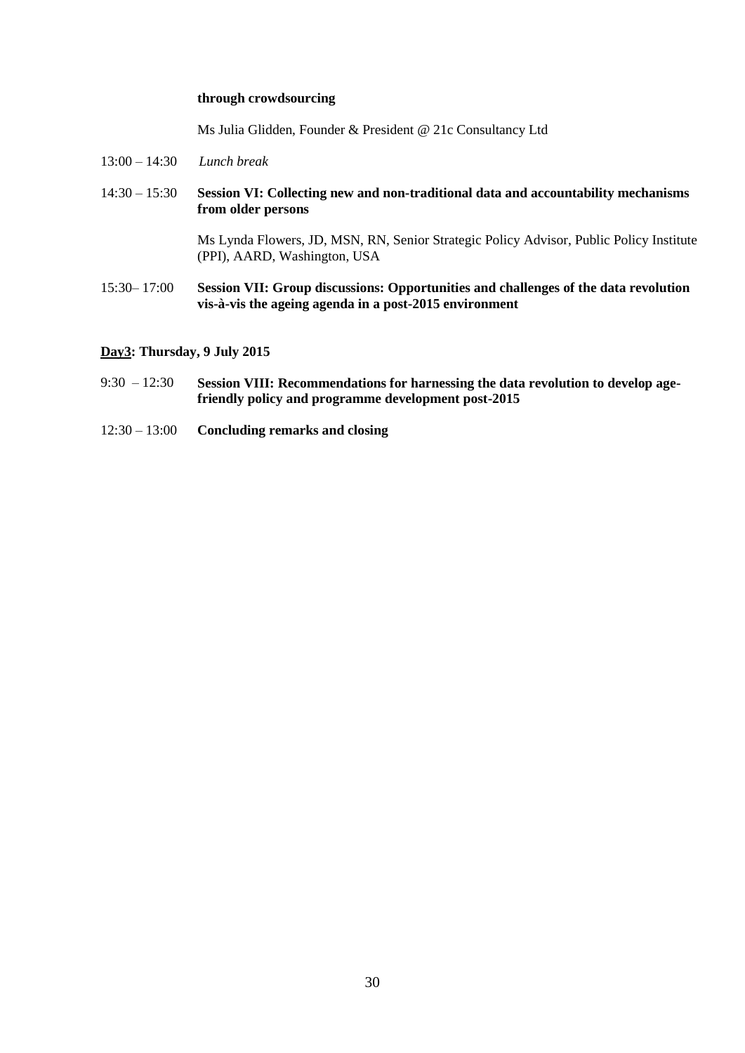**through crowdsourcing**

Ms Julia Glidden, Founder & President @ 21c Consultancy Ltd

13:00 – 14:30 *Lunch break*

14:30 – 15:30 **Session VI: Collecting new and non-traditional data and accountability mechanisms from older persons**

Ms Lynda Flowers, JD, MSN, RN, Senior Strategic Policy Advisor, Public Policy Institute (PPI), AARD, Washington, USA

15:30– 17:00 **Session VII: Group discussions: Opportunities and challenges of the data revolution vis-à-vis the ageing agenda in a post-2015 environment**

**Day3: Thursday, 9 July 2015**

9:30 – 12:30 **Session VIII: Recommendations for harnessing the data revolution to develop age-friendly policy and programme development post-2015**

12:30 – 13:00 **Concluding remarks and closing**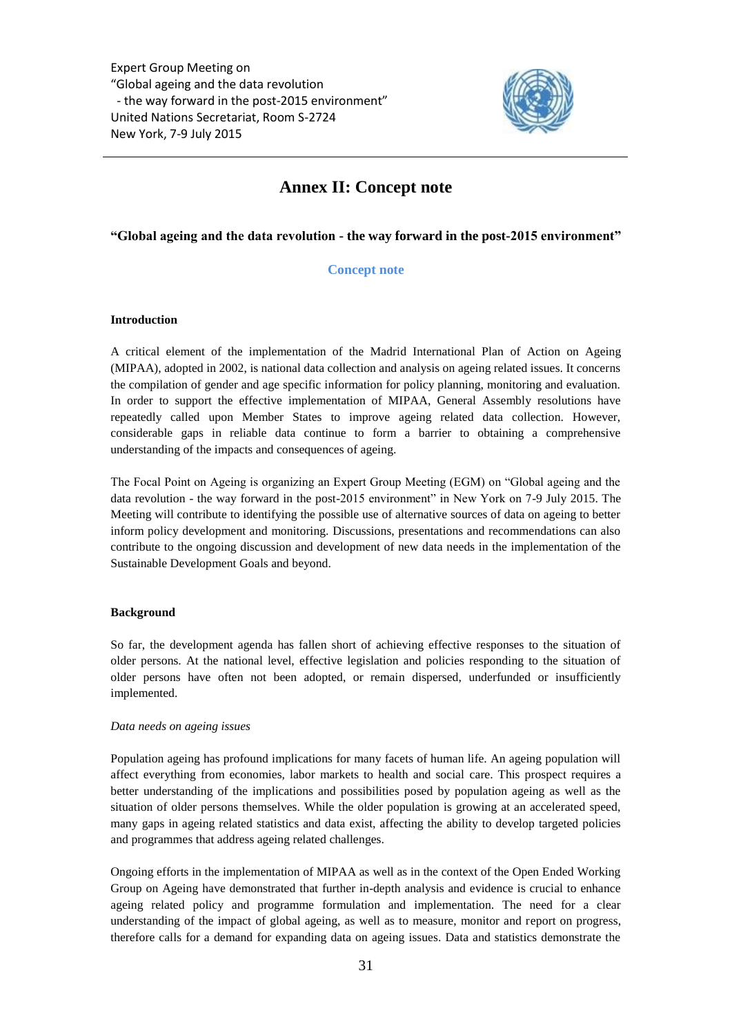# Annex II: Concept note

**"Global ageing and the data revolution - the way forward in the post-2015 environment"**

**Concept note**

**Introduction**

A critical element of the implementation of the Madrid International Plan of Action on Ageing (MIPAA), adopted in 2002, is national data collection and analysis on ageing related issues. It concerns the compilation of gender and age specific information for policy planning, monitoring and evaluation. In order to support the effective implementation of MIPAA, General Assembly resolutions have repeatedly called upon Member States to improve ageing related data collection. However, considerable gaps in reliable data continue to form a barrier to obtaining a comprehensive understanding of the impacts and consequences of ageing.

The Focal Point on Ageing is organizing an Expert Group Meeting (EGM) on "Global ageing and the data revolution - the way forward in the post-2015 environment" in New York on 7-9 July 2015. The Meeting will contribute to identifying the possible use of alternative sources of data on ageing to better inform policy development and monitoring. Discussions, presentations and recommendations can also contribute to the ongoing discussion and development of new data needs in the implementation of the Sustainable Development Goals and beyond.

**Background**

So far, the development agenda has fallen short of achieving effective responses to the situation of older persons. At the national level, effective legislation and policies responding to the situation of older persons have often not been adopted, or remain dispersed, underfunded or insufficiently implemented.

*Data needs on ageing issues*

Population ageing has profound implications for many facets of human life. An ageing population will affect everything from economies, labor markets to health and social care. This prospect requires a better understanding of the implications and possibilities posed by population ageing as well as the situation of older persons themselves. While the older population is growing at an accelerated speed, many gaps in ageing related statistics and data exist, affecting the ability to develop targeted policies and programmes that address ageing related challenges.

Ongoing efforts in the implementation of MIPAA as well as in the context of the Open Ended Working Group on Ageing have demonstrated that further in-depth analysis and evidence is crucial to enhance ageing related policy and programme formulation and implementation. The need for a clear understanding of the impact of global ageing, as well as to measure, monitor and report on progress, therefore calls for a demand for expanding data on ageing issues. Data and statistics demonstrate the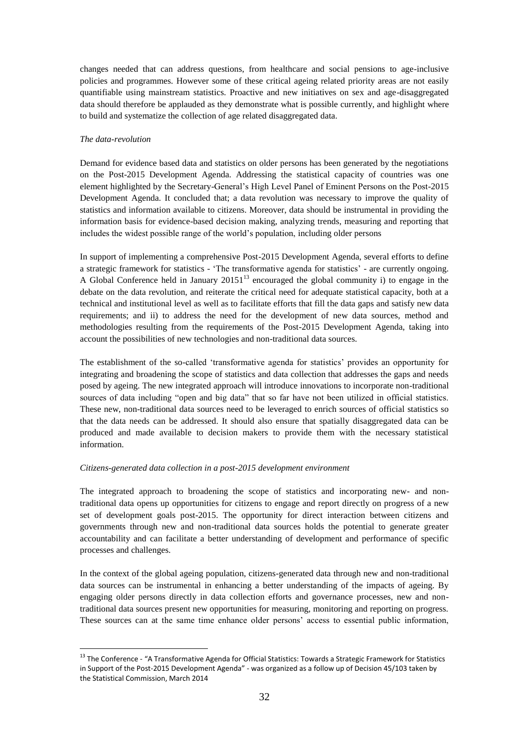changes needed that can address questions, from healthcare and social pensions to age-inclusive policies and programmes. However some of these critical ageing related priority areas are not easily quantifiable using mainstream statistics. Proactive and new initiatives on sex and age-disaggregated data should therefore be applauded as they demonstrate what is possible currently, and highlight where to build and systematize the collection of age related disaggregated data.

*The data-revolution*

Demand for evidence based data and statistics on older persons has been generated by the negotiations on the Post-2015 Development Agenda. Addressing the statistical capacity of countries was one element highlighted by the Secretary-General's High Level Panel of Eminent Persons on the Post-2015 Development Agenda. It concluded that; a data revolution was necessary to improve the quality of statistics and information available to citizens. Moreover, data should be instrumental in providing the information basis for evidence-based decision making, analyzing trends, measuring and reporting that includes the widest possible range of the world's population, including older persons

In support of implementing a comprehensive Post-2015 Development Agenda, several efforts to define a strategic framework for statistics - 'The transformative agenda for statistics' - are currently ongoing. A Global Conference held in January 2015[13] encouraged the global community i) to engage in the debate on the data revolution, and reiterate the critical need for adequate statistical capacity, both at a technical and institutional level as well as to facilitate efforts that fill the data gaps and satisfy new data requirements; and ii) to address the need for the development of new data sources, method and methodologies resulting from the requirements of the Post-2015 Development Agenda, taking into account the possibilities of new technologies and non-traditional data sources.

The establishment of the so-called 'transformative agenda for statistics' provides an opportunity for integrating and broadening the scope of statistics and data collection that addresses the gaps and needs posed by ageing. The new integrated approach will introduce innovations to incorporate non-traditional sources of data including "open and big data" that so far have not been utilized in official statistics. These new, non-traditional data sources need to be leveraged to enrich sources of official statistics so that the data needs can be addressed. It should also ensure that spatially disaggregated data can be produced and made available to decision makers to provide them with the necessary statistical information.

*Citizens-generated data collection in a post-2015 development environment*

The integrated approach to broadening the scope of statistics and incorporating new- and non-traditional data opens up opportunities for citizens to engage and report directly on progress of a new set of development goals post-2015. The opportunity for direct interaction between citizens and governments through new and non-traditional data sources holds the potential to generate greater accountability and can facilitate a better understanding of development and performance of specific processes and challenges.

In the context of the global ageing population, citizens-generated data through new and non-traditional data sources can be instrumental in enhancing a better understanding of the impacts of ageing. By engaging older persons directly in data collection efforts and governance processes, new and non-traditional data sources present new opportunities for measuring, monitoring and reporting on progress. These sources can at the same time enhance older persons' access to essential public information,

[13] The Conference - "A Transformative Agenda for Official Statistics: Towards a Strategic Framework for Statistics in Support of the Post-2015 Development Agenda" - was organized as a follow up of Decision 45/103 taken by the Statistical Commission, March 2014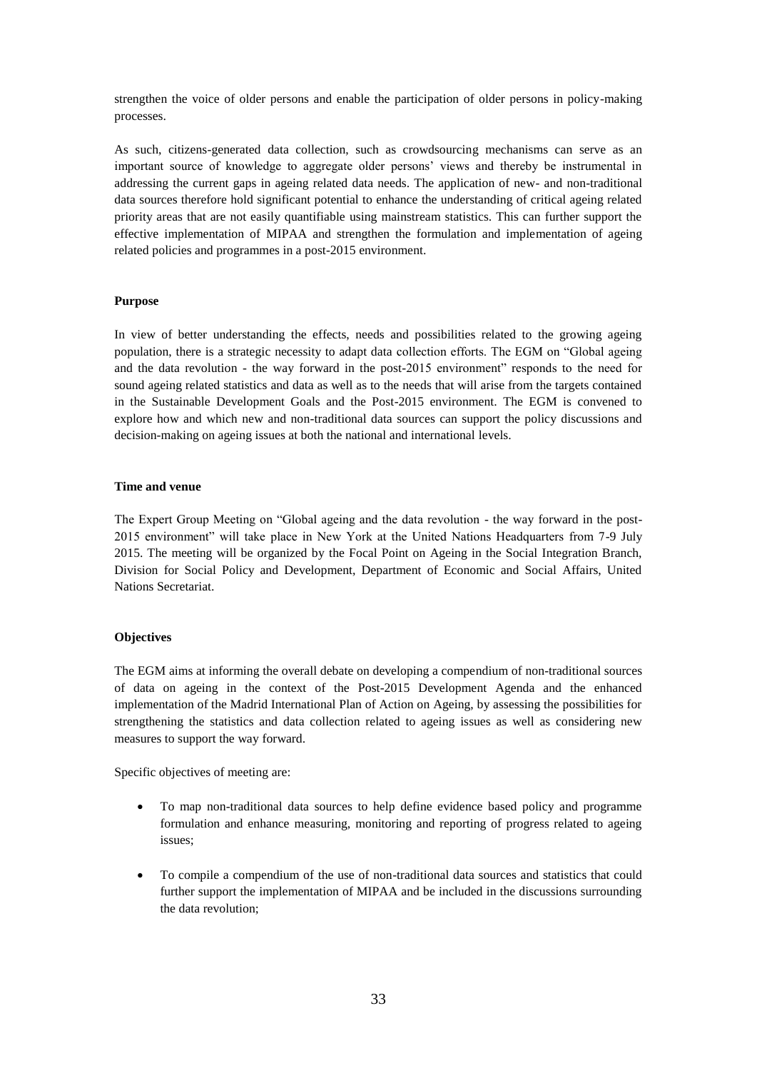strengthen the voice of older persons and enable the participation of older persons in policy-making processes.

As such, citizens-generated data collection, such as crowdsourcing mechanisms can serve as an important source of knowledge to aggregate older persons' views and thereby be instrumental in addressing the current gaps in ageing related data needs. The application of new- and non-traditional data sources therefore hold significant potential to enhance the understanding of critical ageing related priority areas that are not easily quantifiable using mainstream statistics. This can further support the effective implementation of MIPAA and strengthen the formulation and implementation of ageing related policies and programmes in a post-2015 environment.

**Purpose**

In view of better understanding the effects, needs and possibilities related to the growing ageing population, there is a strategic necessity to adapt data collection efforts. The EGM on "Global ageing and the data revolution - the way forward in the post-2015 environment" responds to the need for sound ageing related statistics and data as well as to the needs that will arise from the targets contained in the Sustainable Development Goals and the Post-2015 environment. The EGM is convened to explore how and which new and non-traditional data sources can support the policy discussions and decision-making on ageing issues at both the national and international levels.

**Time and venue**

The Expert Group Meeting on "Global ageing and the data revolution - the way forward in the post-2015 environment" will take place in New York at the United Nations Headquarters from 7-9 July 2015. The meeting will be organized by the Focal Point on Ageing in the Social Integration Branch, Division for Social Policy and Development, Department of Economic and Social Affairs, United Nations Secretariat.

**Objectives**

The EGM aims at informing the overall debate on developing a compendium of non-traditional sources of data on ageing in the context of the Post-2015 Development Agenda and the enhanced implementation of the Madrid International Plan of Action on Ageing, by assessing the possibilities for strengthening the statistics and data collection related to ageing issues as well as considering new measures to support the way forward.

Specific objectives of meeting are:

- To map non-traditional data sources to help define evidence based policy and programme formulation and enhance measuring, monitoring and reporting of progress related to ageing issues;
- To compile a compendium of the use of non-traditional data sources and statistics that could further support the implementation of MIPAA and be included in the discussions surrounding the data revolution;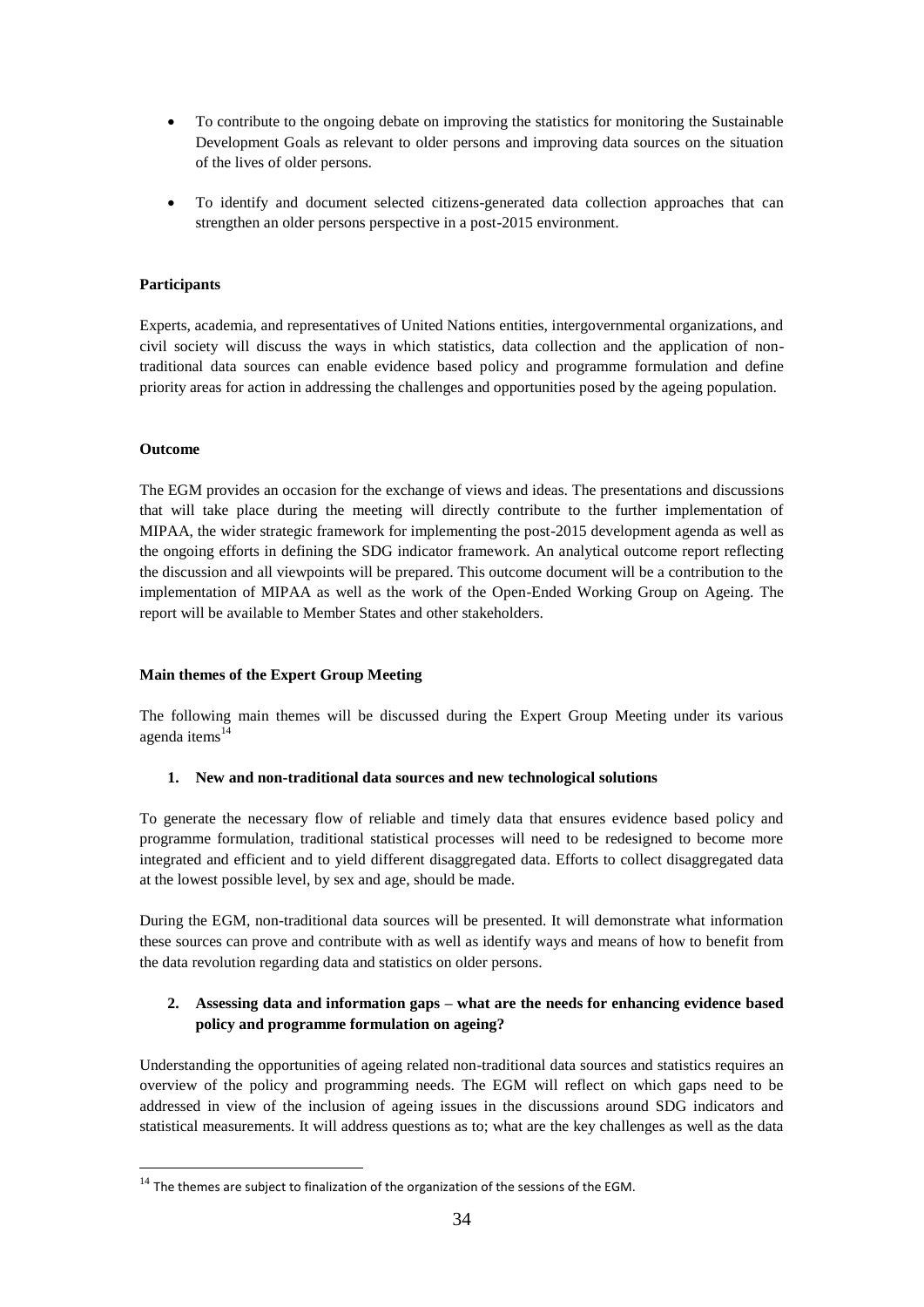- To contribute to the ongoing debate on improving the statistics for monitoring the Sustainable Development Goals as relevant to older persons and improving data sources on the situation of the lives of older persons.

- To identify and document selected citizens-generated data collection approaches that can strengthen an older persons perspective in a post-2015 environment.

**Participants**

Experts, academia, and representatives of United Nations entities, intergovernmental organizations, and civil society will discuss the ways in which statistics, data collection and the application of non-traditional data sources can enable evidence based policy and programme formulation and define priority areas for action in addressing the challenges and opportunities posed by the ageing population.

**Outcome**

The EGM provides an occasion for the exchange of views and ideas. The presentations and discussions that will take place during the meeting will directly contribute to the further implementation of MIPAA, the wider strategic framework for implementing the post-2015 development agenda as well as the ongoing efforts in defining the SDG indicator framework. An analytical outcome report reflecting the discussion and all viewpoints will be prepared. This outcome document will be a contribution to the implementation of MIPAA as well as the work of the Open-Ended Working Group on Ageing. The report will be available to Member States and other stakeholders.

**Main themes of the Expert Group Meeting**

The following main themes will be discussed during the Expert Group Meeting under its various agenda items[14]

**1. New and non-traditional data sources and new technological solutions**

To generate the necessary flow of reliable and timely data that ensures evidence based policy and programme formulation, traditional statistical processes will need to be redesigned to become more integrated and efficient and to yield different disaggregated data. Efforts to collect disaggregated data at the lowest possible level, by sex and age, should be made.

During the EGM, non-traditional data sources will be presented. It will demonstrate what information these sources can prove and contribute with as well as identify ways and means of how to benefit from the data revolution regarding data and statistics on older persons.

**2. Assessing data and information gaps – what are the needs for enhancing evidence based policy and programme formulation on ageing?**

Understanding the opportunities of ageing related non-traditional data sources and statistics requires an overview of the policy and programming needs. The EGM will reflect on which gaps need to be addressed in view of the inclusion of ageing issues in the discussions around SDG indicators and statistical measurements. It will address questions as to; what are the key challenges as well as the data

[14] The themes are subject to finalization of the organization of the sessions of the EGM.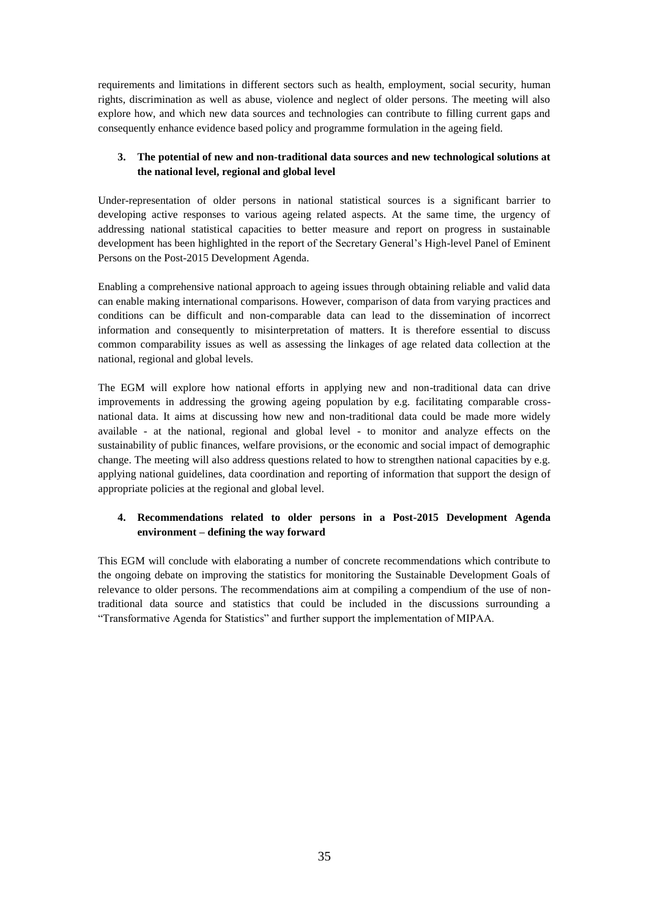requirements and limitations in different sectors such as health, employment, social security, human rights, discrimination as well as abuse, violence and neglect of older persons. The meeting will also explore how, and which new data sources and technologies can contribute to filling current gaps and consequently enhance evidence based policy and programme formulation in the ageing field.

3. **The potential of new and non-traditional data sources and new technological solutions at the national level, regional and global level**

Under-representation of older persons in national statistical sources is a significant barrier to developing active responses to various ageing related aspects. At the same time, the urgency of addressing national statistical capacities to better measure and report on progress in sustainable development has been highlighted in the report of the Secretary General's High-level Panel of Eminent Persons on the Post-2015 Development Agenda.

Enabling a comprehensive national approach to ageing issues through obtaining reliable and valid data can enable making international comparisons. However, comparison of data from varying practices and conditions can be difficult and non-comparable data can lead to the dissemination of incorrect information and consequently to misinterpretation of matters. It is therefore essential to discuss common comparability issues as well as assessing the linkages of age related data collection at the national, regional and global levels.

The EGM will explore how national efforts in applying new and non-traditional data can drive improvements in addressing the growing ageing population by e.g. facilitating comparable cross-national data. It aims at discussing how new and non-traditional data could be made more widely available - at the national, regional and global level - to monitor and analyze effects on the sustainability of public finances, welfare provisions, or the economic and social impact of demographic change. The meeting will also address questions related to how to strengthen national capacities by e.g. applying national guidelines, data coordination and reporting of information that support the design of appropriate policies at the regional and global level.

4. **Recommendations related to older persons in a Post-2015 Development Agenda environment – defining the way forward**

This EGM will conclude with elaborating a number of concrete recommendations which contribute to the ongoing debate on improving the statistics for monitoring the Sustainable Development Goals of relevance to older persons. The recommendations aim at compiling a compendium of the use of non-traditional data source and statistics that could be included in the discussions surrounding a "Transformative Agenda for Statistics" and further support the implementation of MIPAA.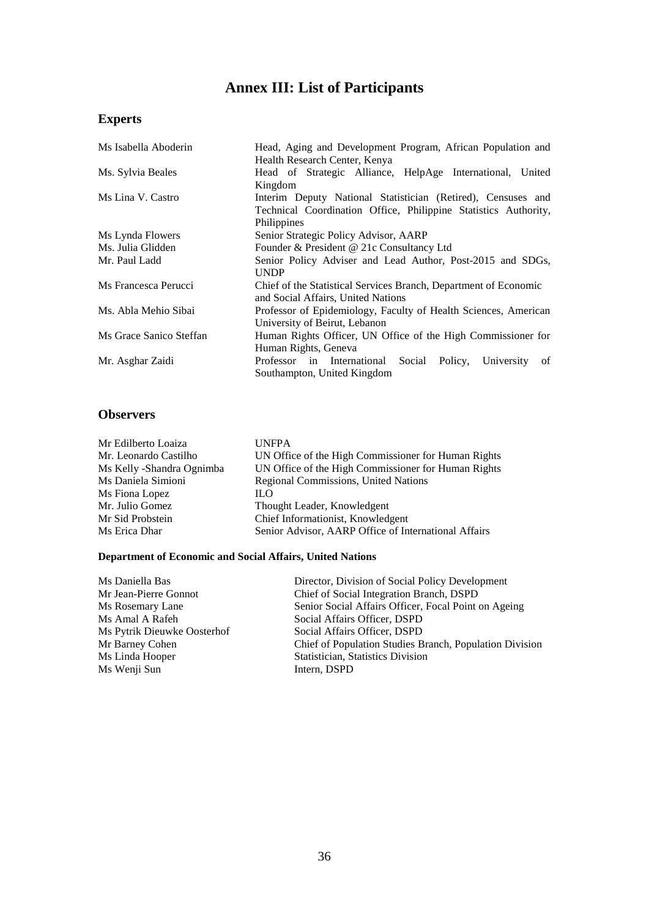# Annex III: List of Participants

## Experts

| | |
|---|---|
| Ms Isabella Aboderin | Head, Aging and Development Program, African Population and Health Research Center, Kenya |
| Ms. Sylvia Beales | Head of Strategic Alliance, HelpAge International, United Kingdom |
| Ms Lina V. Castro | Interim Deputy National Statistician (Retired), Censuses and Technical Coordination Office, Philippine Statistics Authority, Philippines |
| Ms Lynda Flowers | Senior Strategic Policy Advisor, AARP |
| Ms. Julia Glidden | Founder & President @ 21c Consultancy Ltd |
| Mr. Paul Ladd | Senior Policy Adviser and Lead Author, Post-2015 and SDGs, UNDP |
| Ms Francesca Perucci | Chief of the Statistical Services Branch, Department of Economic and Social Affairs, United Nations |
| Ms. Abla Mehio Sibai | Professor of Epidemiology, Faculty of Health Sciences, American University of Beirut, Lebanon |
| Ms Grace Sanico Steffan | Human Rights Officer, UN Office of the High Commissioner for Human Rights, Geneva |
| Mr. Asghar Zaidi | Professor in International Social Policy, University of Southampton, United Kingdom |

## Observers

| | |
|---|---|
| Mr Edilberto Loaiza | UNFPA |
| Mr. Leonardo Castilho | UN Office of the High Commissioner for Human Rights |
| Ms Kelly -Shandra Ognimba | UN Office of the High Commissioner for Human Rights |
| Ms Daniela Simioni | Regional Commissions, United Nations |
| Ms Fiona Lopez | ILO |
| Mr. Julio Gomez | Thought Leader, Knowledgent |
| Mr Sid Probstein | Chief Informationist, Knowledgent |
| Ms Erica Dhar | Senior Advisor, AARP Office of International Affairs |

**Department of Economic and Social Affairs, United Nations**

| | |
|---|---|
| Ms Daniella Bas | Director, Division of Social Policy Development |
| Mr Jean-Pierre Gonnot | Chief of Social Integration Branch, DSPD |
| Ms Rosemary Lane | Senior Social Affairs Officer, Focal Point on Ageing |
| Ms Amal A Rafeh | Social Affairs Officer, DSPD |
| Ms Pytrik Dieuwke Oosterhof | Social Affairs Officer, DSPD |
| Mr Barney Cohen | Chief of Population Studies Branch, Population Division |
| Ms Linda Hooper | Statistician, Statistics Division |
| Ms Wenji Sun | Intern, DSPD |